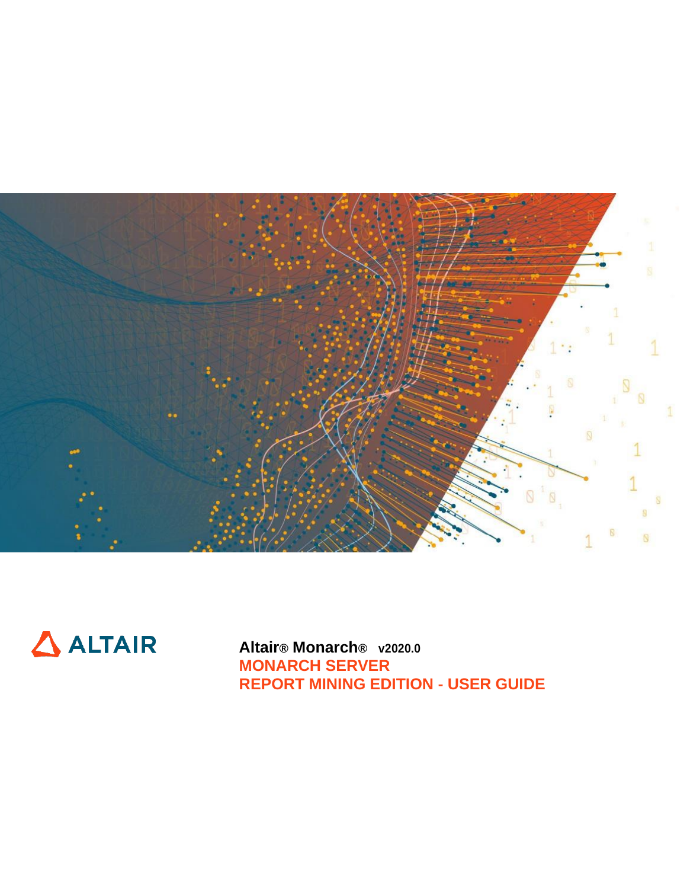ALTAIR

**Altair® Monarch® v2020.0**

# MONARCH SERVER

# REPORT MINING EDITION - USER GUIDE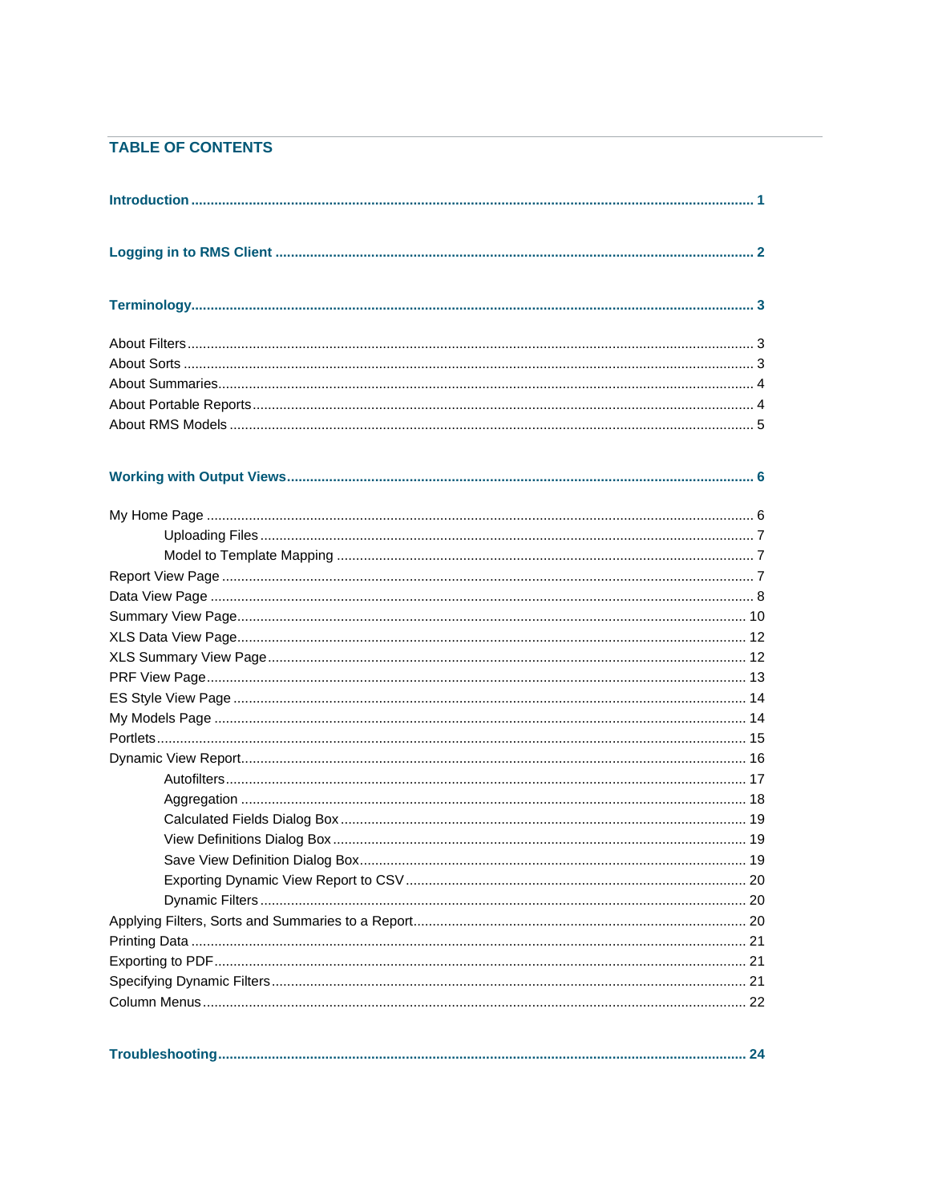## TABLE OF CONTENTS

**Introduction** ..... **1**

**Logging in to RMS Client** ..... **2**

**Terminology** ..... **3**

- About Filters ..... 3
- About Sorts ..... 3
- About Summaries ..... 4
- About Portable Reports ..... 4
- About RMS Models ..... 5

**Working with Output Views** ..... **6**

- My Home Page ..... 6
  - Uploading Files ..... 7
  - Model to Template Mapping ..... 7
- Report View Page ..... 7
- Data View Page ..... 8
- Summary View Page ..... 10
- XLS Data View Page ..... 12
- XLS Summary View Page ..... 12
- PRF View Page ..... 13
- ES Style View Page ..... 14
- My Models Page ..... 14
- Portlets ..... 15
- Dynamic View Report ..... 16
  - Autofilters ..... 17
  - Aggregation ..... 18
  - Calculated Fields Dialog Box ..... 19
  - View Definitions Dialog Box ..... 19
  - Save View Definition Dialog Box ..... 19
  - Exporting Dynamic View Report to CSV ..... 20
  - Dynamic Filters ..... 20
- Applying Filters, Sorts and Summaries to a Report ..... 20
- Printing Data ..... 21
- Exporting to PDF ..... 21
- Specifying Dynamic Filters ..... 21
- Column Menus ..... 22

**Troubleshooting** ..... **24**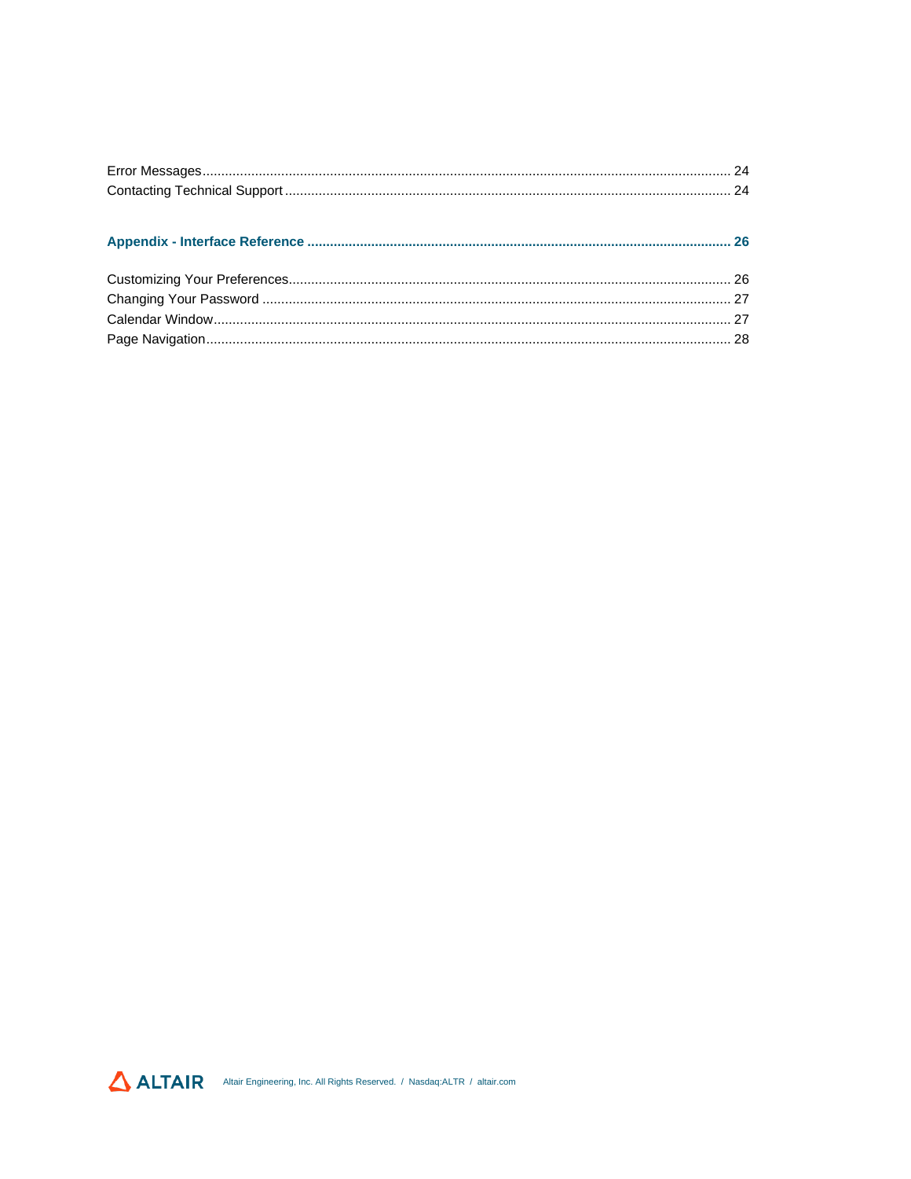Error Messages ........................................................................ 24
Contacting Technical Support ........................................................................ 24

**Appendix - Interface Reference ........................................................................ 26**

Customizing Your Preferences ........................................................................ 26
Changing Your Password ........................................................................ 27
Calendar Window ........................................................................ 27
Page Navigation ........................................................................ 28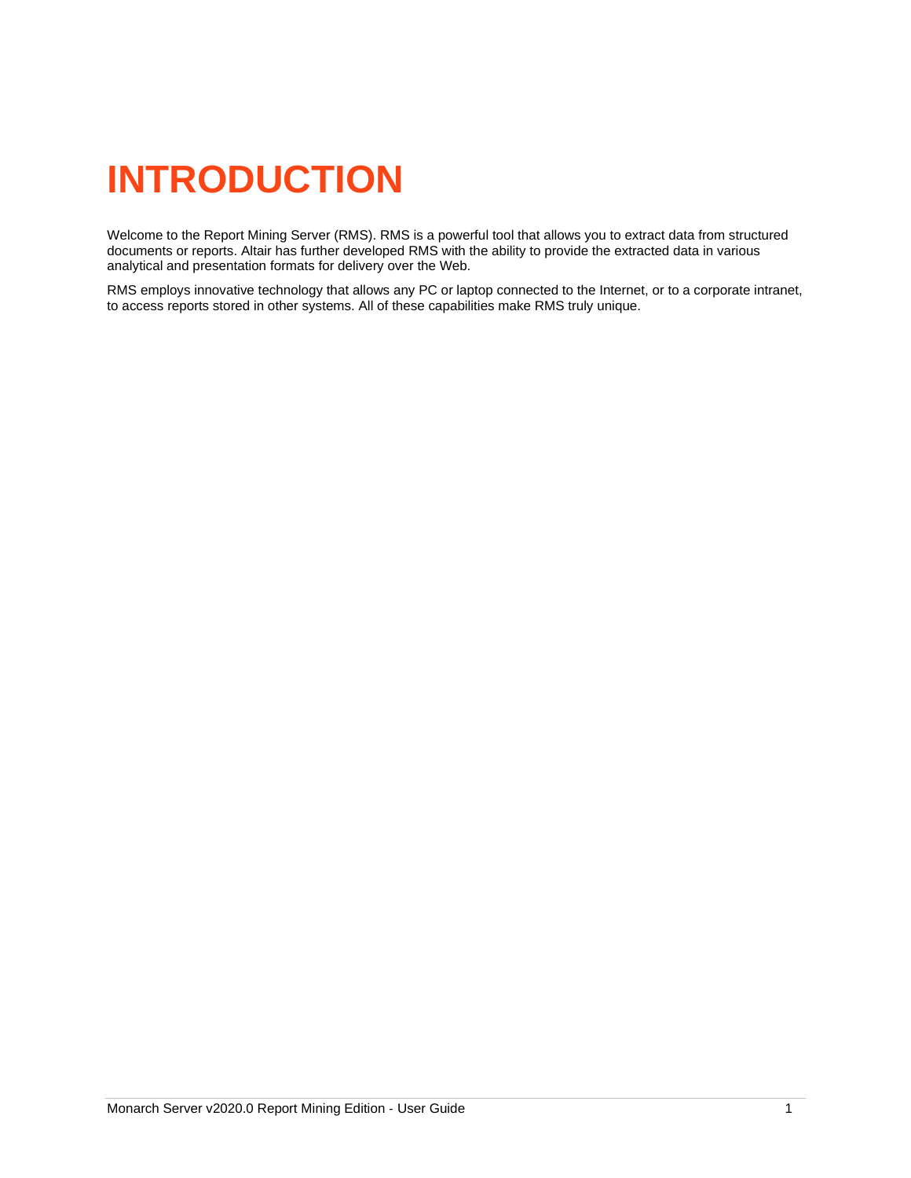# INTRODUCTION

Welcome to the Report Mining Server (RMS). RMS is a powerful tool that allows you to extract data from structured documents or reports. Altair has further developed RMS with the ability to provide the extracted data in various analytical and presentation formats for delivery over the Web.

RMS employs innovative technology that allows any PC or laptop connected to the Internet, or to a corporate intranet, to access reports stored in other systems. All of these capabilities make RMS truly unique.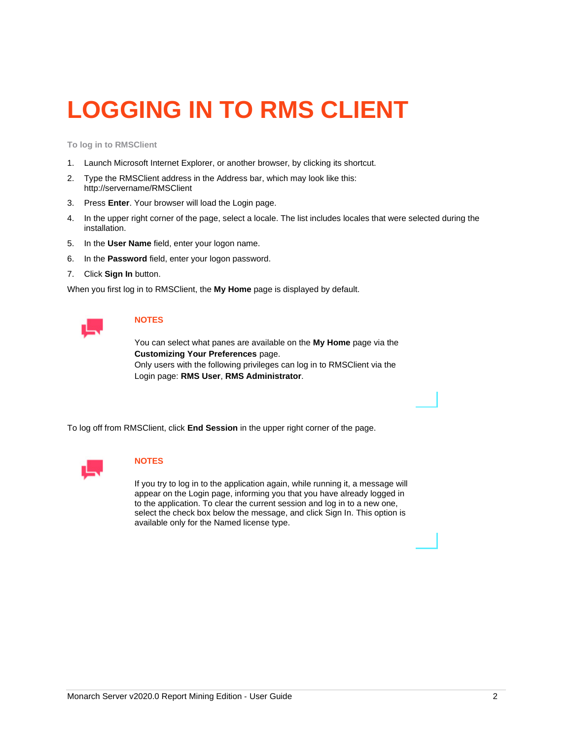# LOGGING IN TO RMS CLIENT

**To log in to RMSClient**

1. Launch Microsoft Internet Explorer, or another browser, by clicking its shortcut.
2. Type the RMSClient address in the Address bar, which may look like this: http://servername/RMSClient
3. Press **Enter**. Your browser will load the Login page.
4. In the upper right corner of the page, select a locale. The list includes locales that were selected during the installation.
5. In the **User Name** field, enter your logon name.
6. In the **Password** field, enter your logon password.
7. Click **Sign In** button.

When you first log in to RMSClient, the **My Home** page is displayed by default.

**NOTES**

You can select what panes are available on the **My Home** page via the **Customizing Your Preferences** page.
Only users with the following privileges can log in to RMSClient via the Login page: **RMS User**, **RMS Administrator**.

To log off from RMSClient, click **End Session** in the upper right corner of the page.

**NOTES**

If you try to log in to the application again, while running it, a message will appear on the Login page, informing you that you have already logged in to the application. To clear the current session and log in to a new one, select the check box below the message, and click Sign In. This option is available only for the Named license type.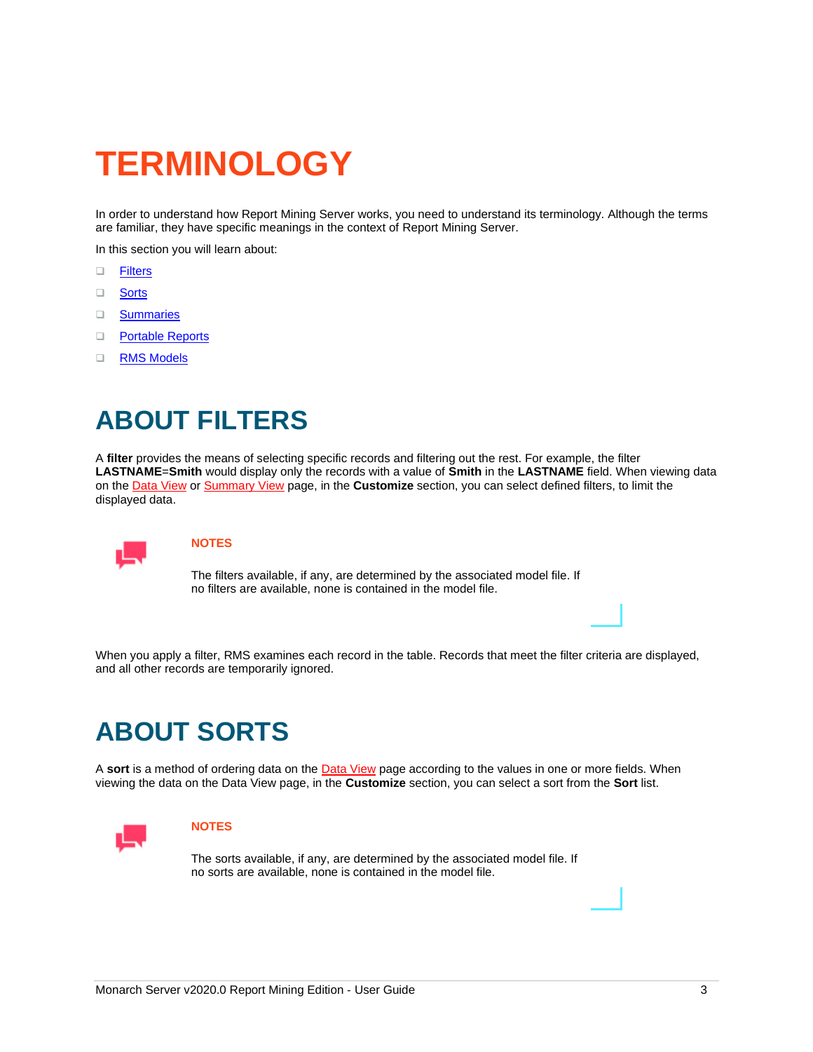# TERMINOLOGY

In order to understand how Report Mining Server works, you need to understand its terminology. Although the terms are familiar, they have specific meanings in the context of Report Mining Server.

In this section you will learn about:

- Filters
- Sorts
- Summaries
- Portable Reports
- RMS Models

# ABOUT FILTERS

A **filter** provides the means of selecting specific records and filtering out the rest. For example, the filter **LASTNAME**=**Smith** would display only the records with a value of **Smith** in the **LASTNAME** field. When viewing data on the Data View or Summary View page, in the **Customize** section, you can select defined filters, to limit the displayed data.

**NOTES**

The filters available, if any, are determined by the associated model file. If no filters are available, none is contained in the model file.

When you apply a filter, RMS examines each record in the table. Records that meet the filter criteria are displayed, and all other records are temporarily ignored.

# ABOUT SORTS

A **sort** is a method of ordering data on the Data View page according to the values in one or more fields. When viewing the data on the Data View page, in the **Customize** section, you can select a sort from the **Sort** list.

**NOTES**

The sorts available, if any, are determined by the associated model file. If no sorts are available, none is contained in the model file.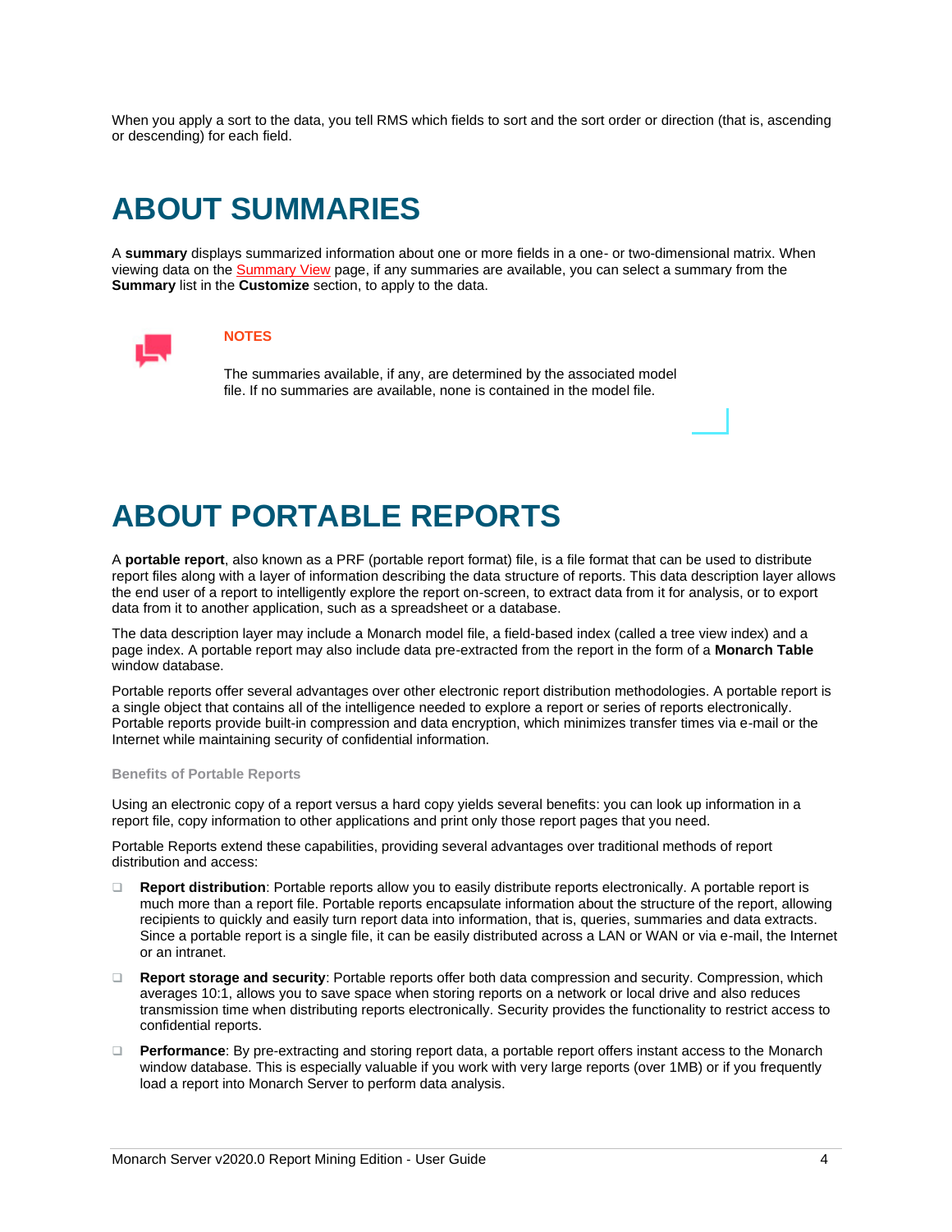When you apply a sort to the data, you tell RMS which fields to sort and the sort order or direction (that is, ascending or descending) for each field.

# ABOUT SUMMARIES

A **summary** displays summarized information about one or more fields in a one- or two-dimensional matrix. When viewing data on the Summary View page, if any summaries are available, you can select a summary from the **Summary** list in the **Customize** section, to apply to the data.

**NOTES**

The summaries available, if any, are determined by the associated model file. If no summaries are available, none is contained in the model file.

# ABOUT PORTABLE REPORTS

A **portable report**, also known as a PRF (portable report format) file, is a file format that can be used to distribute report files along with a layer of information describing the data structure of reports. This data description layer allows the end user of a report to intelligently explore the report on-screen, to extract data from it for analysis, or to export data from it to another application, such as a spreadsheet or a database.

The data description layer may include a Monarch model file, a field-based index (called a tree view index) and a page index. A portable report may also include data pre-extracted from the report in the form of a **Monarch Table** window database.

Portable reports offer several advantages over other electronic report distribution methodologies. A portable report is a single object that contains all of the intelligence needed to explore a report or series of reports electronically. Portable reports provide built-in compression and data encryption, which minimizes transfer times via e-mail or the Internet while maintaining security of confidential information.

#### Benefits of Portable Reports

Using an electronic copy of a report versus a hard copy yields several benefits: you can look up information in a report file, copy information to other applications and print only those report pages that you need.

Portable Reports extend these capabilities, providing several advantages over traditional methods of report distribution and access:

- **Report distribution**: Portable reports allow you to easily distribute reports electronically. A portable report is much more than a report file. Portable reports encapsulate information about the structure of the report, allowing recipients to quickly and easily turn report data into information, that is, queries, summaries and data extracts. Since a portable report is a single file, it can be easily distributed across a LAN or WAN or via e-mail, the Internet or an intranet.
- **Report storage and security**: Portable reports offer both data compression and security. Compression, which averages 10:1, allows you to save space when storing reports on a network or local drive and also reduces transmission time when distributing reports electronically. Security provides the functionality to restrict access to confidential reports.
- **Performance**: By pre-extracting and storing report data, a portable report offers instant access to the Monarch window database. This is especially valuable if you work with very large reports (over 1MB) or if you frequently load a report into Monarch Server to perform data analysis.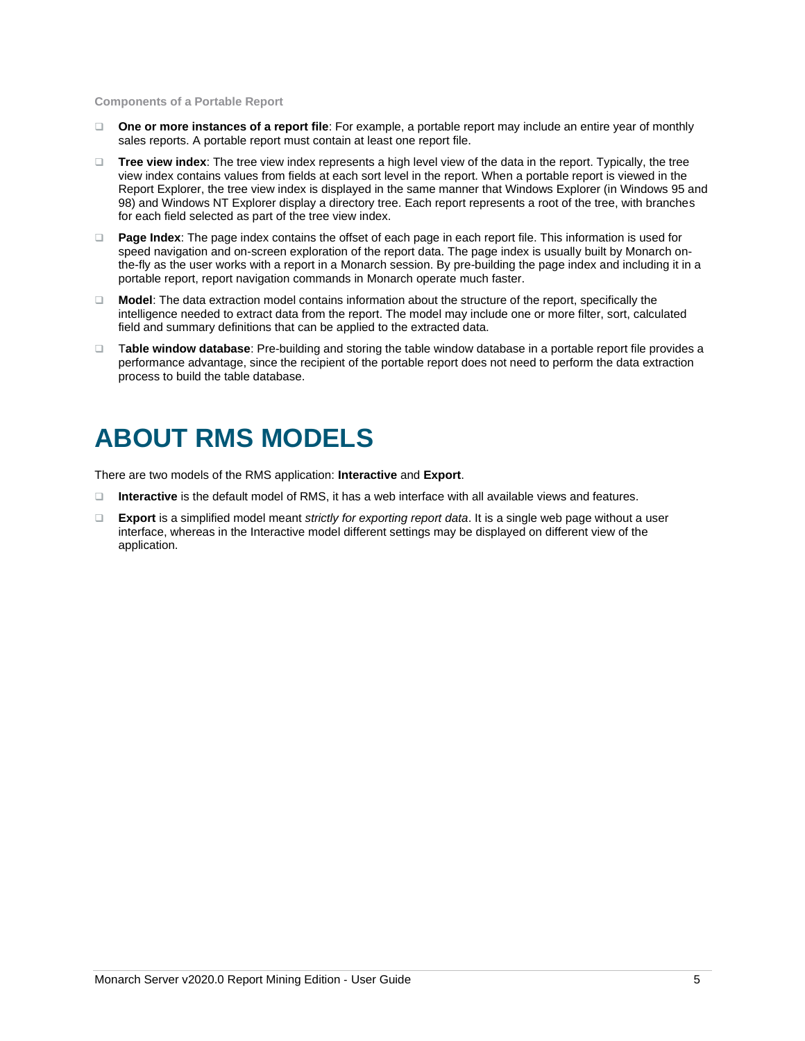**Components of a Portable Report**

- **One or more instances of a report file**: For example, a portable report may include an entire year of monthly sales reports. A portable report must contain at least one report file.
- **Tree view index**: The tree view index represents a high level view of the data in the report. Typically, the tree view index contains values from fields at each sort level in the report. When a portable report is viewed in the Report Explorer, the tree view index is displayed in the same manner that Windows Explorer (in Windows 95 and 98) and Windows NT Explorer display a directory tree. Each report represents a root of the tree, with branches for each field selected as part of the tree view index.
- **Page Index**: The page index contains the offset of each page in each report file. This information is used for speed navigation and on-screen exploration of the report data. The page index is usually built by Monarch on-the-fly as the user works with a report in a Monarch session. By pre-building the page index and including it in a portable report, report navigation commands in Monarch operate much faster.
- **Model**: The data extraction model contains information about the structure of the report, specifically the intelligence needed to extract data from the report. The model may include one or more filter, sort, calculated field and summary definitions that can be applied to the extracted data.
- T**able window database**: Pre-building and storing the table window database in a portable report file provides a performance advantage, since the recipient of the portable report does not need to perform the data extraction process to build the table database.

# ABOUT RMS MODELS

There are two models of the RMS application: **Interactive** and **Export**.

- **Interactive** is the default model of RMS, it has a web interface with all available views and features.
- **Export** is a simplified model meant *strictly for exporting report data*. It is a single web page without a user interface, whereas in the Interactive model different settings may be displayed on different view of the application.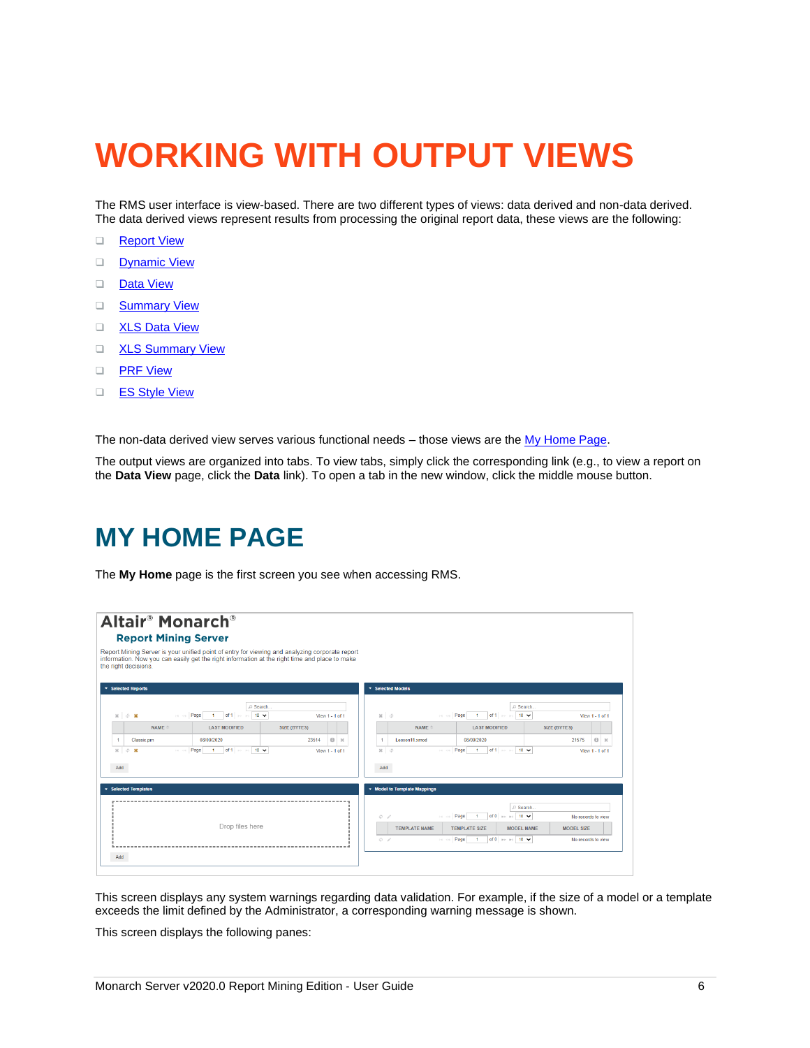# WORKING WITH OUTPUT VIEWS

The RMS user interface is view-based. There are two different types of views: data derived and non-data derived. The data derived views represent results from processing the original report data, these views are the following:

- Report View
- Dynamic View
- Data View
- Summary View
- XLS Data View
- XLS Summary View
- PRF View
- ES Style View

The non-data derived view serves various functional needs – those views are the My Home Page.

The output views are organized into tabs. To view tabs, simply click the corresponding link (e.g., to view a report on the **Data View** page, click the **Data** link). To open a tab in the new window, click the middle mouse button.

## MY HOME PAGE

The **My Home** page is the first screen you see when accessing RMS.

This screen displays any system warnings regarding data validation. For example, if the size of a model or a template exceeds the limit defined by the Administrator, a corresponding warning message is shown.

This screen displays the following panes: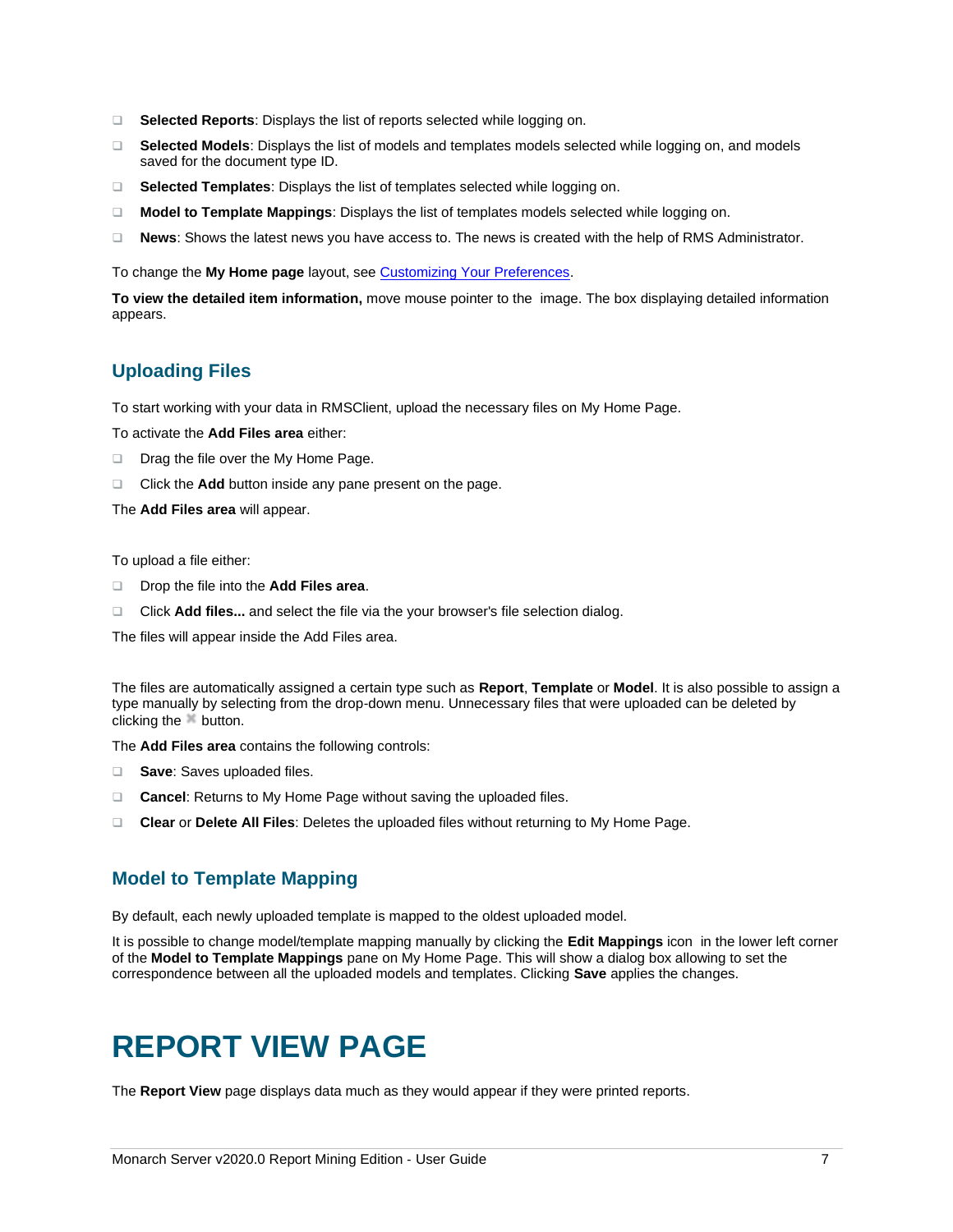- **Selected Reports**: Displays the list of reports selected while logging on.
- **Selected Models**: Displays the list of models and templates models selected while logging on, and models saved for the document type ID.
- **Selected Templates**: Displays the list of templates selected while logging on.
- **Model to Template Mappings**: Displays the list of templates models selected while logging on.
- **News**: Shows the latest news you have access to. The news is created with the help of RMS Administrator.

To change the **My Home page** layout, see Customizing Your Preferences.

**To view the detailed item information,** move mouse pointer to the  image. The box displaying detailed information appears.

## Uploading Files

To start working with your data in RMSClient, upload the necessary files on My Home Page.

To activate the **Add Files area** either:

- Drag the file over the My Home Page.
- Click the **Add** button inside any pane present on the page.

The **Add Files area** will appear.

To upload a file either:

- Drop the file into the **Add Files area**.
- Click **Add files...** and select the file via the your browser's file selection dialog.

The files will appear inside the Add Files area.

The files are automatically assigned a certain type such as **Report**, **Template** or **Model**. It is also possible to assign a type manually by selecting from the drop-down menu. Unnecessary files that were uploaded can be deleted by clicking the ✖ button.

The **Add Files area** contains the following controls:

- **Save**: Saves uploaded files.
- **Cancel**: Returns to My Home Page without saving the uploaded files.
- **Clear** or **Delete All Files**: Deletes the uploaded files without returning to My Home Page.

## Model to Template Mapping

By default, each newly uploaded template is mapped to the oldest uploaded model.

It is possible to change model/template mapping manually by clicking the **Edit Mappings** icon  in the lower left corner of the **Model to Template Mappings** pane on My Home Page. This will show a dialog box allowing to set the correspondence between all the uploaded models and templates. Clicking **Save** applies the changes.

# REPORT VIEW PAGE

The **Report View** page displays data much as they would appear if they were printed reports.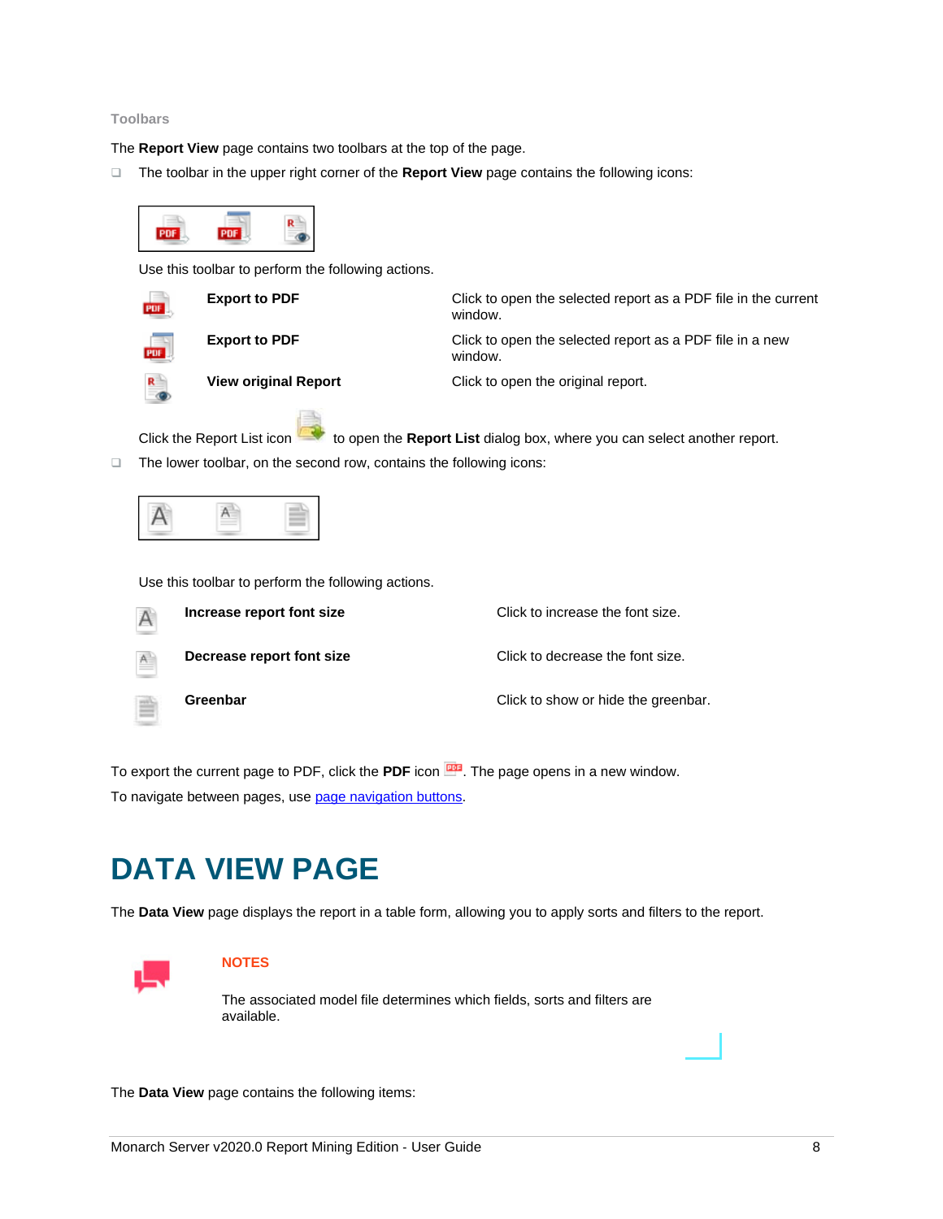### Toolbars

The **Report View** page contains two toolbars at the top of the page.

- The toolbar in the upper right corner of the **Report View** page contains the following icons:

  Use this toolbar to perform the following actions.

| | | |
|---|---|---|
| | **Export to PDF** | Click to open the selected report as a PDF file in the current window. |
| | **Export to PDF** | Click to open the selected report as a PDF file in a new window. |
| | **View original Report** | Click to open the original report. |

  Click the Report List icon to open the **Report List** dialog box, where you can select another report.

- The lower toolbar, on the second row, contains the following icons:

  Use this toolbar to perform the following actions.

| | | |
|---|---|---|
| | **Increase report font size** | Click to increase the font size. |
| | **Decrease report font size** | Click to decrease the font size. |
| | **Greenbar** | Click to show or hide the greenbar. |

To export the current page to PDF, click the **PDF** icon. The page opens in a new window.

To navigate between pages, use page navigation buttons.

# DATA VIEW PAGE

The **Data View** page displays the report in a table form, allowing you to apply sorts and filters to the report.

**NOTES**

The associated model file determines which fields, sorts and filters are available.

The **Data View** page contains the following items: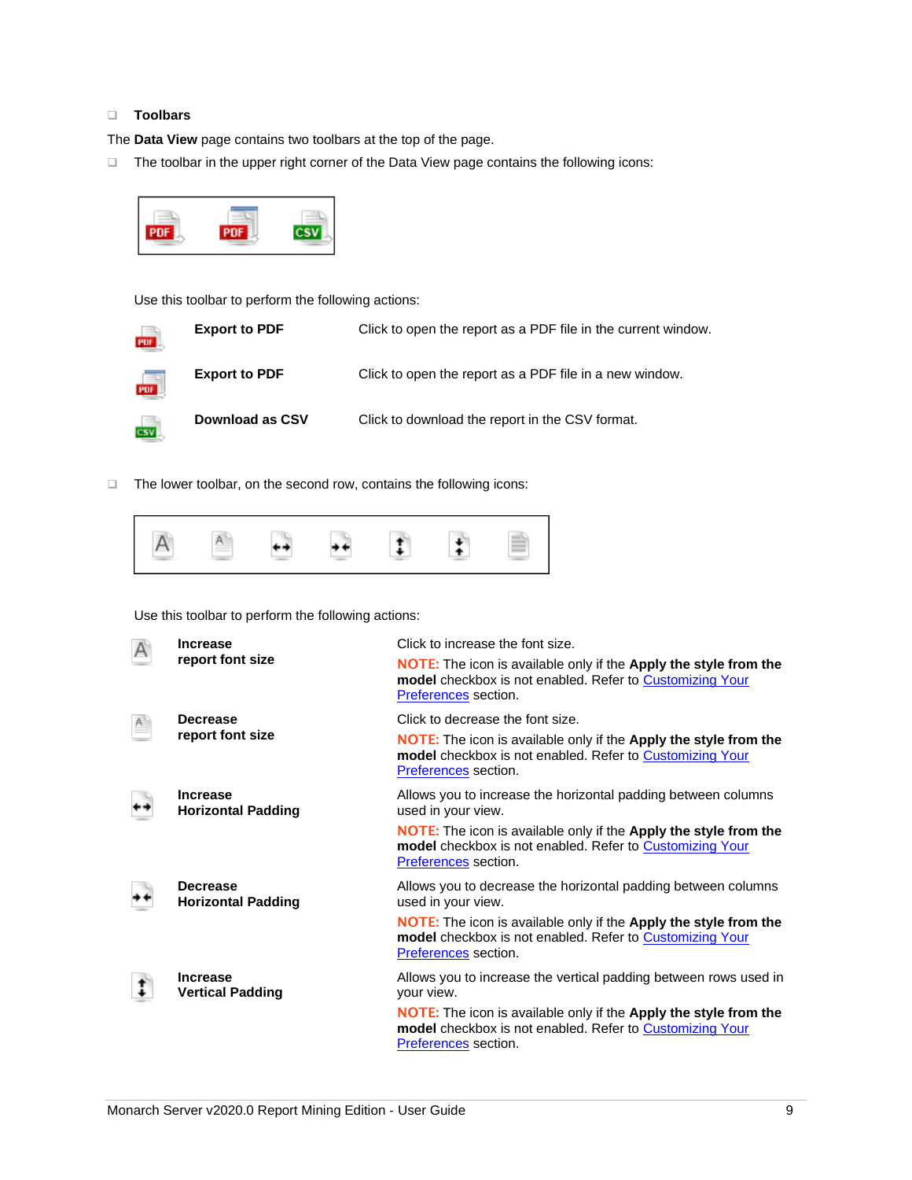- **Toolbars**

The **Data View** page contains two toolbars at the top of the page.

- The toolbar in the upper right corner of the Data View page contains the following icons:

Use this toolbar to perform the following actions:

| | | |
|---|---|---|
| | **Export to PDF** | Click to open the report as a PDF file in the current window. |
| | **Export to PDF** | Click to open the report as a PDF file in a new window. |
| | **Download as CSV** | Click to download the report in the CSV format. |

- The lower toolbar, on the second row, contains the following icons:

Use this toolbar to perform the following actions:

| | | |
|---|---|---|
| | **Increase report font size** | Click to increase the font size.<br>NOTE: The icon is available only if the **Apply the style from the model** checkbox is not enabled. Refer to Customizing Your Preferences section. |
| | **Decrease report font size** | Click to decrease the font size.<br>NOTE: The icon is available only if the **Apply the style from the model** checkbox is not enabled. Refer to Customizing Your Preferences section. |
| | **Increase Horizontal Padding** | Allows you to increase the horizontal padding between columns used in your view.<br>NOTE: The icon is available only if the **Apply the style from the model** checkbox is not enabled. Refer to Customizing Your Preferences section. |
| | **Decrease Horizontal Padding** | Allows you to decrease the horizontal padding between columns used in your view.<br>NOTE: The icon is available only if the **Apply the style from the model** checkbox is not enabled. Refer to Customizing Your Preferences section. |
| | **Increase Vertical Padding** | Allows you to increase the vertical padding between rows used in your view.<br>NOTE: The icon is available only if the **Apply the style from the model** checkbox is not enabled. Refer to Customizing Your Preferences section. |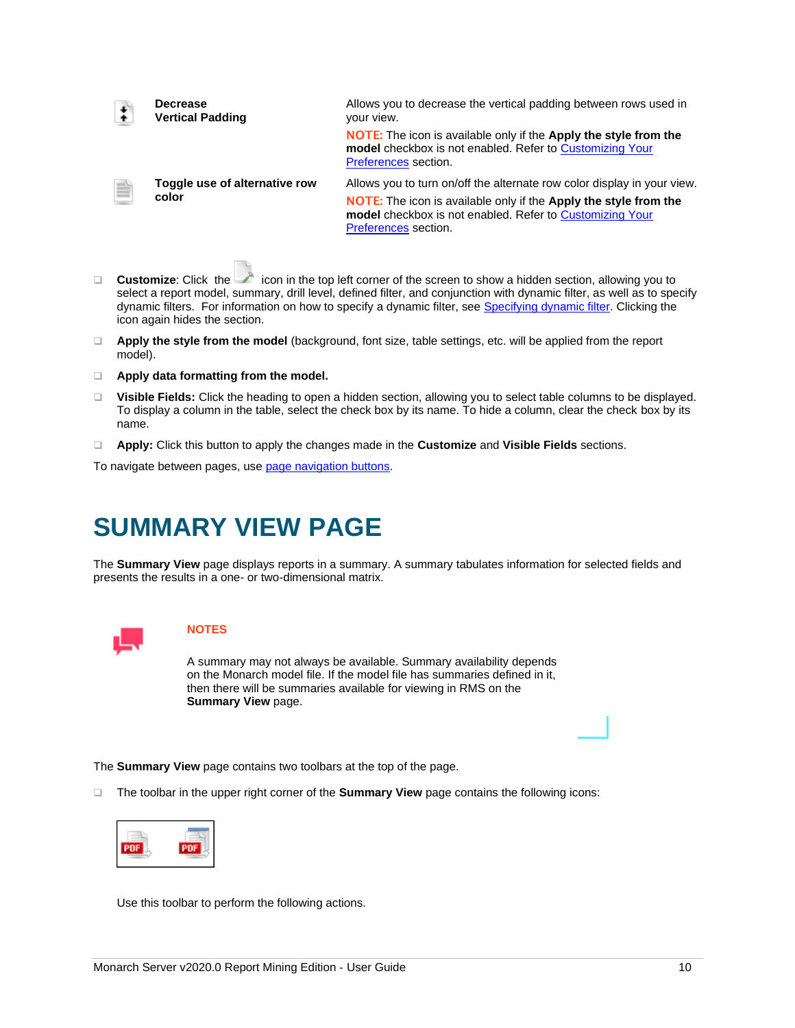| | | |
|---|---|---|
| | **Decrease Vertical Padding** | Allows you to decrease the vertical padding between rows used in your view. NOTE: The icon is available only if the **Apply the style from the model** checkbox is not enabled. Refer to Customizing Your Preferences section. |
| | **Toggle use of alternative row color** | Allows you to turn on/off the alternate row color display in your view. NOTE: The icon is available only if the **Apply the style from the model** checkbox is not enabled. Refer to Customizing Your Preferences section. |

- **Customize**: Click the icon in the top left corner of the screen to show a hidden section, allowing you to select a report model, summary, drill level, defined filter, and conjunction with dynamic filter, as well as to specify dynamic filters. For information on how to specify a dynamic filter, see Specifying dynamic filter. Clicking the icon again hides the section.
- **Apply the style from the model** (background, font size, table settings, etc. will be applied from the report model).
- **Apply data formatting from the model.**
- **Visible Fields:** Click the heading to open a hidden section, allowing you to select table columns to be displayed. To display a column in the table, select the check box by its name. To hide a column, clear the check box by its name.
- **Apply:** Click this button to apply the changes made in the **Customize** and **Visible Fields** sections.

To navigate between pages, use page navigation buttons.

# SUMMARY VIEW PAGE

The **Summary View** page displays reports in a summary. A summary tabulates information for selected fields and presents the results in a one- or two-dimensional matrix.

**NOTES**

A summary may not always be available. Summary availability depends on the Monarch model file. If the model file has summaries defined in it, then there will be summaries available for viewing in RMS on the **Summary View** page.

The **Summary View** page contains two toolbars at the top of the page.

- The toolbar in the upper right corner of the **Summary View** page contains the following icons:

  Use this toolbar to perform the following actions.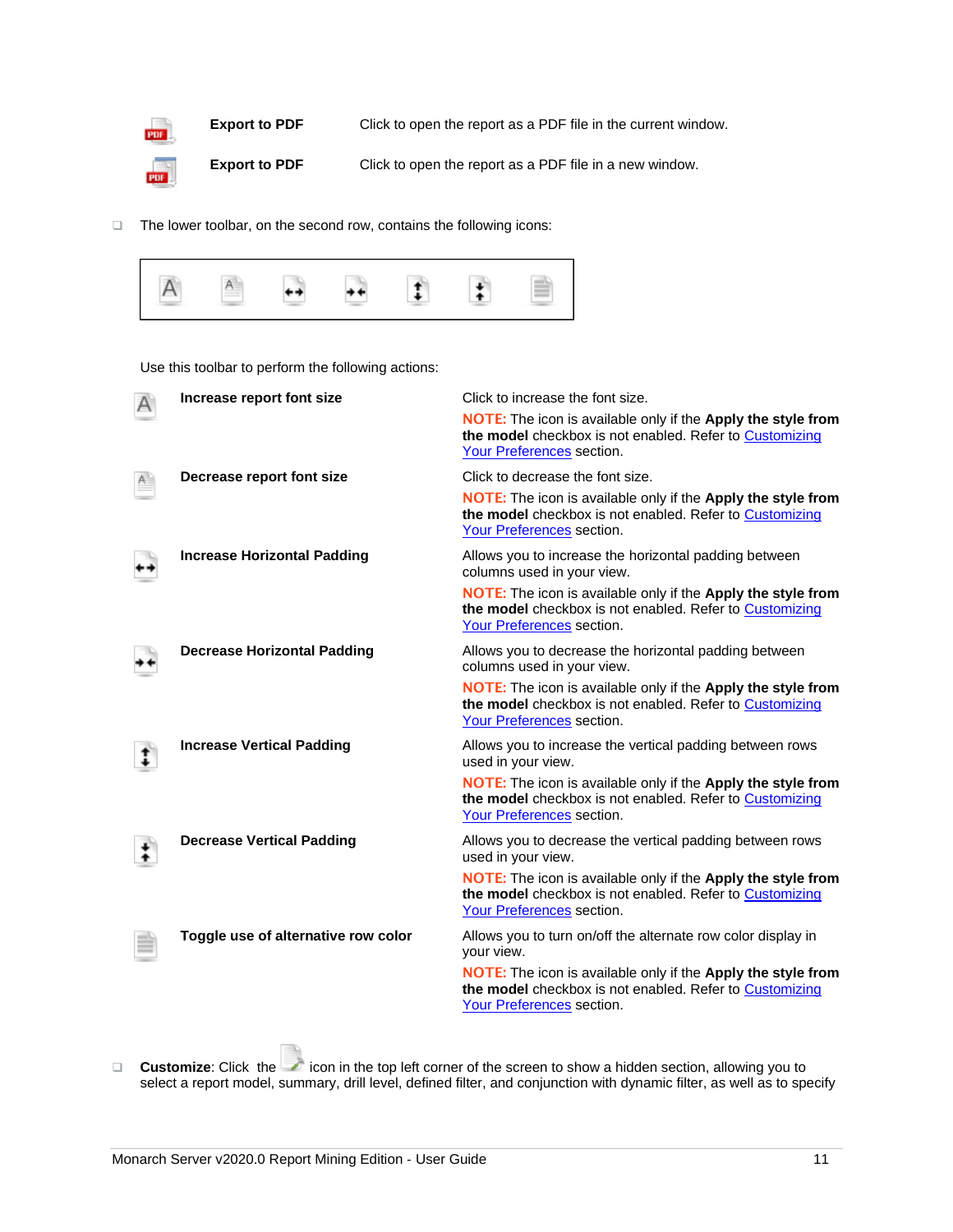| | | |
|---|---|---|
| | **Export to PDF** | Click to open the report as a PDF file in the current window. |
| | **Export to PDF** | Click to open the report as a PDF file in a new window. |

- The lower toolbar, on the second row, contains the following icons:

Use this toolbar to perform the following actions:

| | | |
|---|---|---|
| | **Increase report font size** | Click to increase the font size.<br>NOTE: The icon is available only if the **Apply the style from the model** checkbox is not enabled. Refer to Customizing Your Preferences section. |
| | **Decrease report font size** | Click to decrease the font size.<br>NOTE: The icon is available only if the **Apply the style from the model** checkbox is not enabled. Refer to Customizing Your Preferences section. |
| | **Increase Horizontal Padding** | Allows you to increase the horizontal padding between columns used in your view.<br>NOTE: The icon is available only if the **Apply the style from the model** checkbox is not enabled. Refer to Customizing Your Preferences section. |
| | **Decrease Horizontal Padding** | Allows you to decrease the horizontal padding between columns used in your view.<br>NOTE: The icon is available only if the **Apply the style from the model** checkbox is not enabled. Refer to Customizing Your Preferences section. |
| | **Increase Vertical Padding** | Allows you to increase the vertical padding between rows used in your view.<br>NOTE: The icon is available only if the **Apply the style from the model** checkbox is not enabled. Refer to Customizing Your Preferences section. |
| | **Decrease Vertical Padding** | Allows you to decrease the vertical padding between rows used in your view.<br>NOTE: The icon is available only if the **Apply the style from the model** checkbox is not enabled. Refer to Customizing Your Preferences section. |
| | **Toggle use of alternative row color** | Allows you to turn on/off the alternate row color display in your view.<br>NOTE: The icon is available only if the **Apply the style from the model** checkbox is not enabled. Refer to Customizing Your Preferences section. |

- **Customize**: Click the icon in the top left corner of the screen to show a hidden section, allowing you to select a report model, summary, drill level, defined filter, and conjunction with dynamic filter, as well as to specify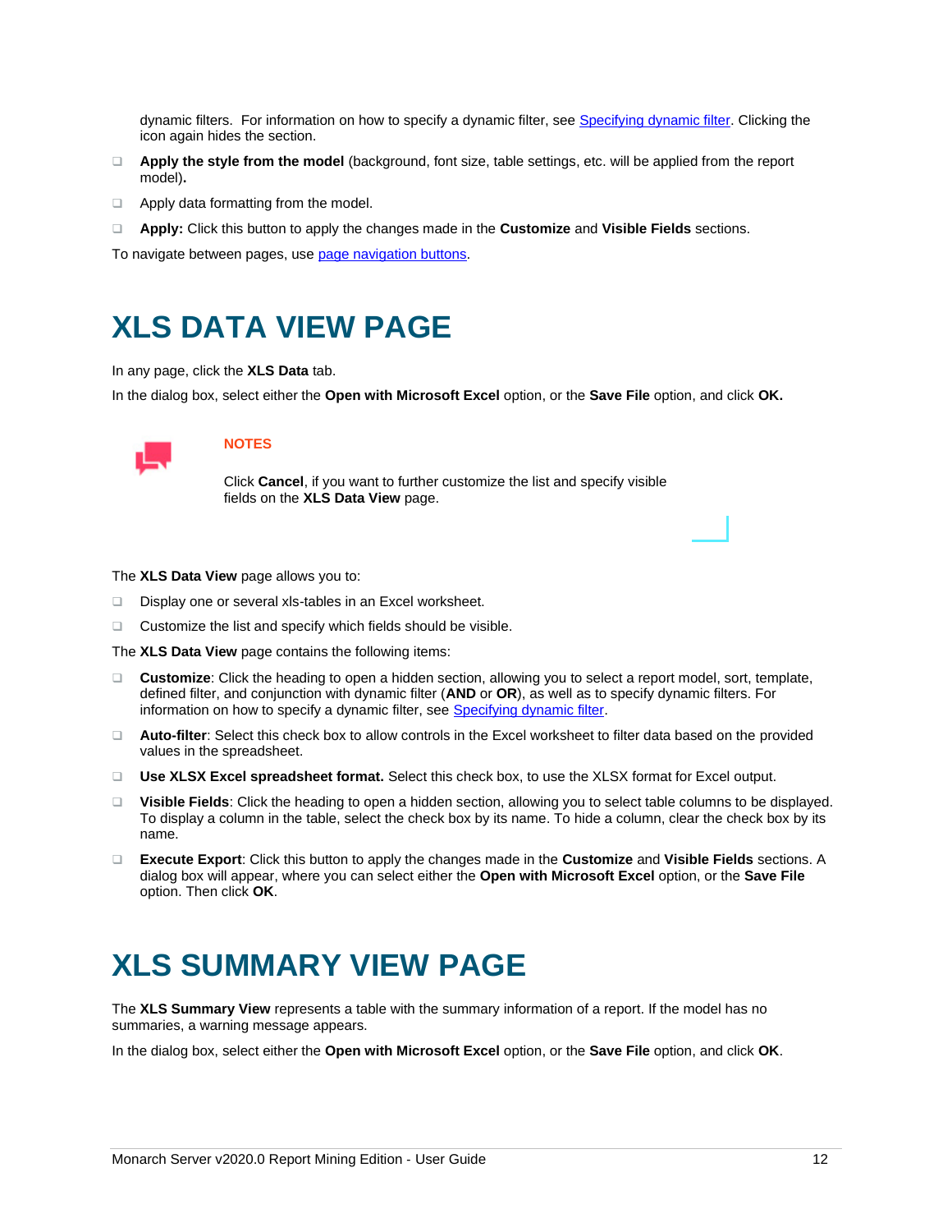dynamic filters. For information on how to specify a dynamic filter, see [Specifying dynamic filter](). Clicking the icon again hides the section.

- **Apply the style from the model** (background, font size, table settings, etc. will be applied from the report model)**.**
- Apply data formatting from the model.
- **Apply:** Click this button to apply the changes made in the **Customize** and **Visible Fields** sections.

To navigate between pages, use [page navigation buttons]().

# XLS DATA VIEW PAGE

In any page, click the **XLS Data** tab.

In the dialog box, select either the **Open with Microsoft Excel** option, or the **Save File** option, and click **OK.**

**NOTES**

Click **Cancel**, if you want to further customize the list and specify visible fields on the **XLS Data View** page.

The **XLS Data View** page allows you to:

- Display one or several xls-tables in an Excel worksheet.
- Customize the list and specify which fields should be visible.

The **XLS Data View** page contains the following items:

- **Customize**: Click the heading to open a hidden section, allowing you to select a report model, sort, template, defined filter, and conjunction with dynamic filter (**AND** or **OR**), as well as to specify dynamic filters. For information on how to specify a dynamic filter, see [Specifying dynamic filter]().
- **Auto-filter**: Select this check box to allow controls in the Excel worksheet to filter data based on the provided values in the spreadsheet.
- **Use XLSX Excel spreadsheet format.** Select this check box, to use the XLSX format for Excel output.
- **Visible Fields**: Click the heading to open a hidden section, allowing you to select table columns to be displayed. To display a column in the table, select the check box by its name. To hide a column, clear the check box by its name.
- **Execute Export**: Click this button to apply the changes made in the **Customize** and **Visible Fields** sections. A dialog box will appear, where you can select either the **Open with Microsoft Excel** option, or the **Save File** option. Then click **OK**.

# XLS SUMMARY VIEW PAGE

The **XLS Summary View** represents a table with the summary information of a report. If the model has no summaries, a warning message appears.

In the dialog box, select either the **Open with Microsoft Excel** option, or the **Save File** option, and click **OK**.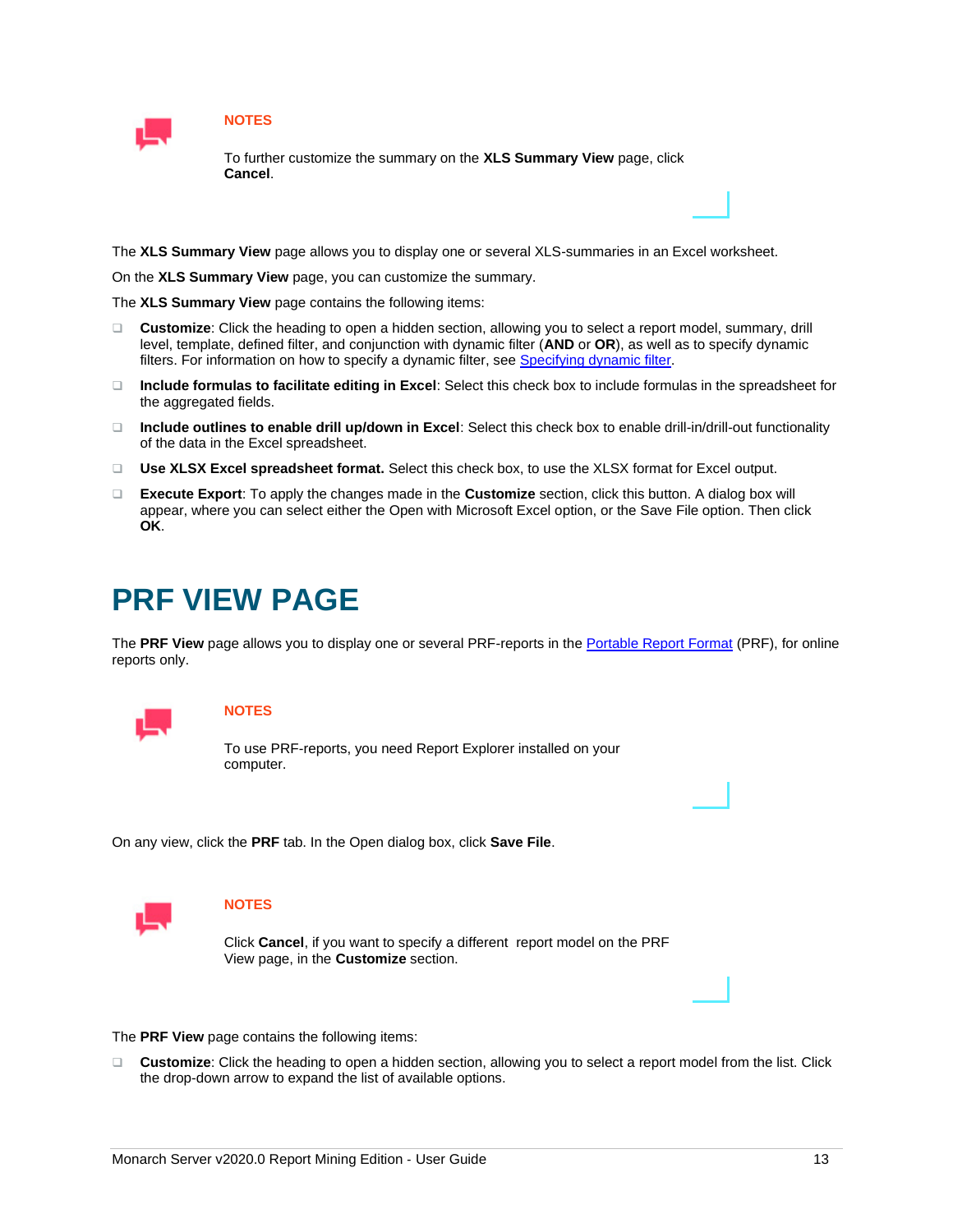**NOTES**

To further customize the summary on the **XLS Summary View** page, click **Cancel**.

The **XLS Summary View** page allows you to display one or several XLS-summaries in an Excel worksheet.

On the **XLS Summary View** page, you can customize the summary.

The **XLS Summary View** page contains the following items:

- **Customize**: Click the heading to open a hidden section, allowing you to select a report model, summary, drill level, template, defined filter, and conjunction with dynamic filter (**AND** or **OR**), as well as to specify dynamic filters. For information on how to specify a dynamic filter, see Specifying dynamic filter.
- **Include formulas to facilitate editing in Excel**: Select this check box to include formulas in the spreadsheet for the aggregated fields.
- **Include outlines to enable drill up/down in Excel**: Select this check box to enable drill-in/drill-out functionality of the data in the Excel spreadsheet.
- **Use XLSX Excel spreadsheet format.** Select this check box, to use the XLSX format for Excel output.
- **Execute Export**: To apply the changes made in the **Customize** section, click this button. A dialog box will appear, where you can select either the Open with Microsoft Excel option, or the Save File option. Then click **OK**.

# PRF VIEW PAGE

The **PRF View** page allows you to display one or several PRF-reports in the Portable Report Format (PRF), for online reports only.

**NOTES**

To use PRF-reports, you need Report Explorer installed on your computer.

On any view, click the **PRF** tab. In the Open dialog box, click **Save File**.

**NOTES**

Click **Cancel**, if you want to specify a different report model on the PRF View page, in the **Customize** section.

The **PRF View** page contains the following items:

- **Customize**: Click the heading to open a hidden section, allowing you to select a report model from the list. Click the drop-down arrow to expand the list of available options.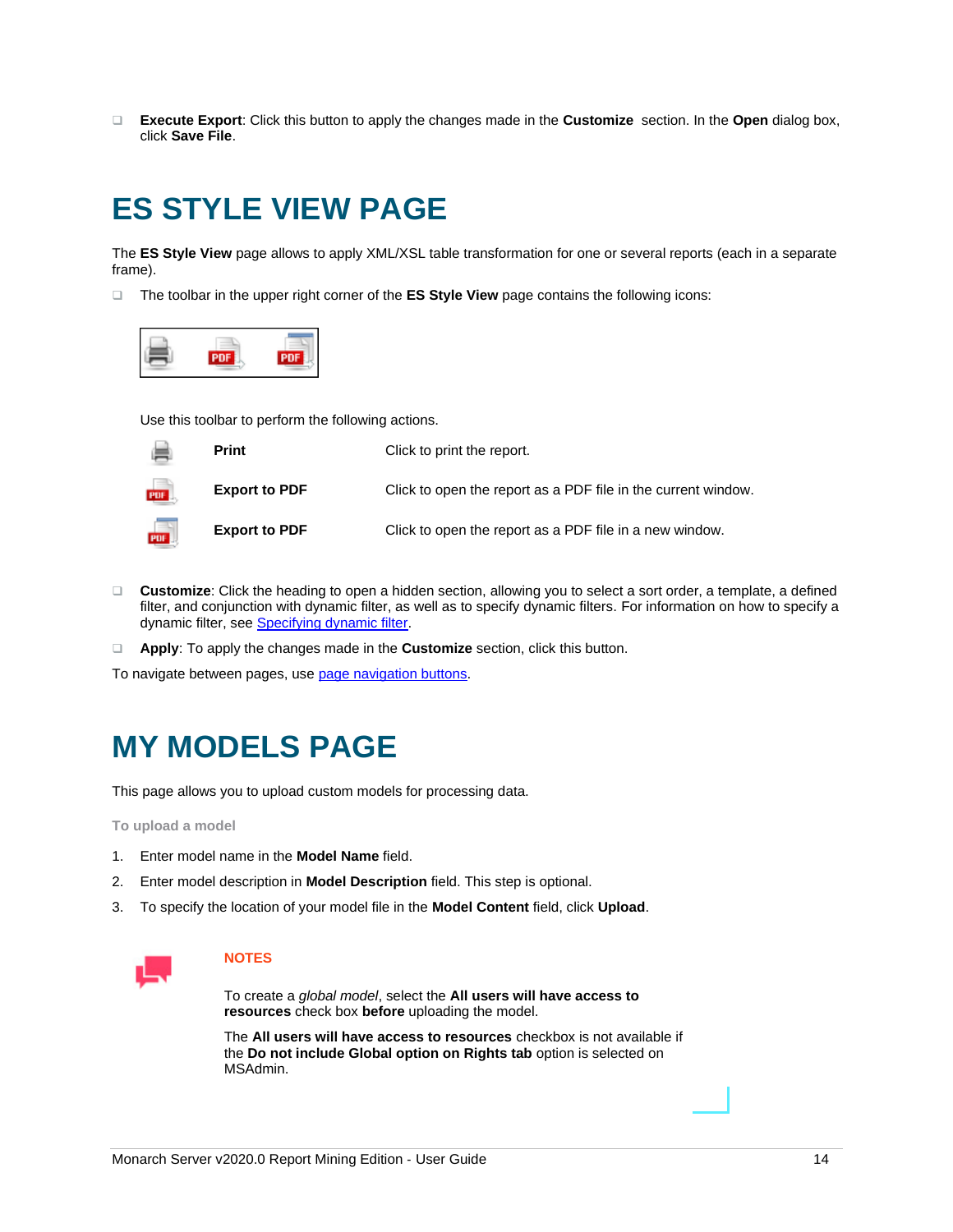- **Execute Export**: Click this button to apply the changes made in the **Customize** section. In the **Open** dialog box, click **Save File**.

# ES STYLE VIEW PAGE

The **ES Style View** page allows to apply XML/XSL table transformation for one or several reports (each in a separate frame).

- The toolbar in the upper right corner of the **ES Style View** page contains the following icons:

  Use this toolbar to perform the following actions.

| | | |
|---|---|---|
| | **Print** | Click to print the report. |
| | **Export to PDF** | Click to open the report as a PDF file in the current window. |
| | **Export to PDF** | Click to open the report as a PDF file in a new window. |

- **Customize**: Click the heading to open a hidden section, allowing you to select a sort order, a template, a defined filter, and conjunction with dynamic filter, as well as to specify dynamic filters. For information on how to specify a dynamic filter, see Specifying dynamic filter.
- **Apply**: To apply the changes made in the **Customize** section, click this button.

To navigate between pages, use page navigation buttons.

# MY MODELS PAGE

This page allows you to upload custom models for processing data.

**To upload a model**

1. Enter model name in the **Model Name** field.
2. Enter model description in **Model Description** field. This step is optional.
3. To specify the location of your model file in the **Model Content** field, click **Upload**.

**NOTES**

To create a *global model*, select the **All users will have access to resources** check box **before** uploading the model.

The **All users will have access to resources** checkbox is not available if the **Do not include Global option on Rights tab** option is selected on MSAdmin.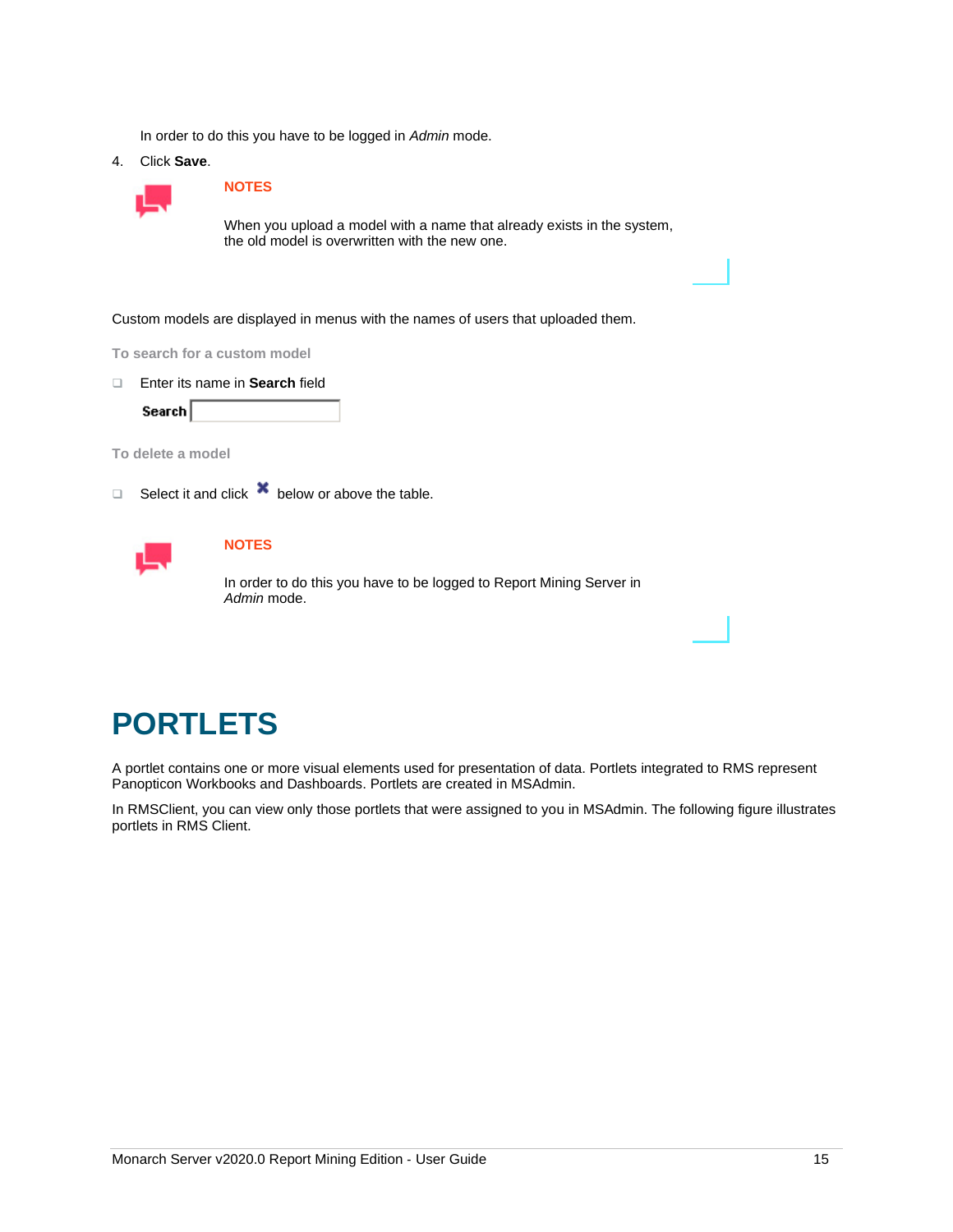In order to do this you have to be logged in *Admin* mode.

4. Click **Save**.

> **NOTES**
>
> When you upload a model with a name that already exists in the system, the old model is overwritten with the new one.

Custom models are displayed in menus with the names of users that uploaded them.

#### To search for a custom model

- Enter its name in **Search** field

  **Search**

#### To delete a model

- Select it and click ✖ below or above the table.

> **NOTES**
>
> In order to do this you have to be logged to Report Mining Server in *Admin* mode.

# PORTLETS

A portlet contains one or more visual elements used for presentation of data. Portlets integrated to RMS represent Panopticon Workbooks and Dashboards. Portlets are created in MSAdmin.

In RMSClient, you can view only those portlets that were assigned to you in MSAdmin. The following figure illustrates portlets in RMS Client.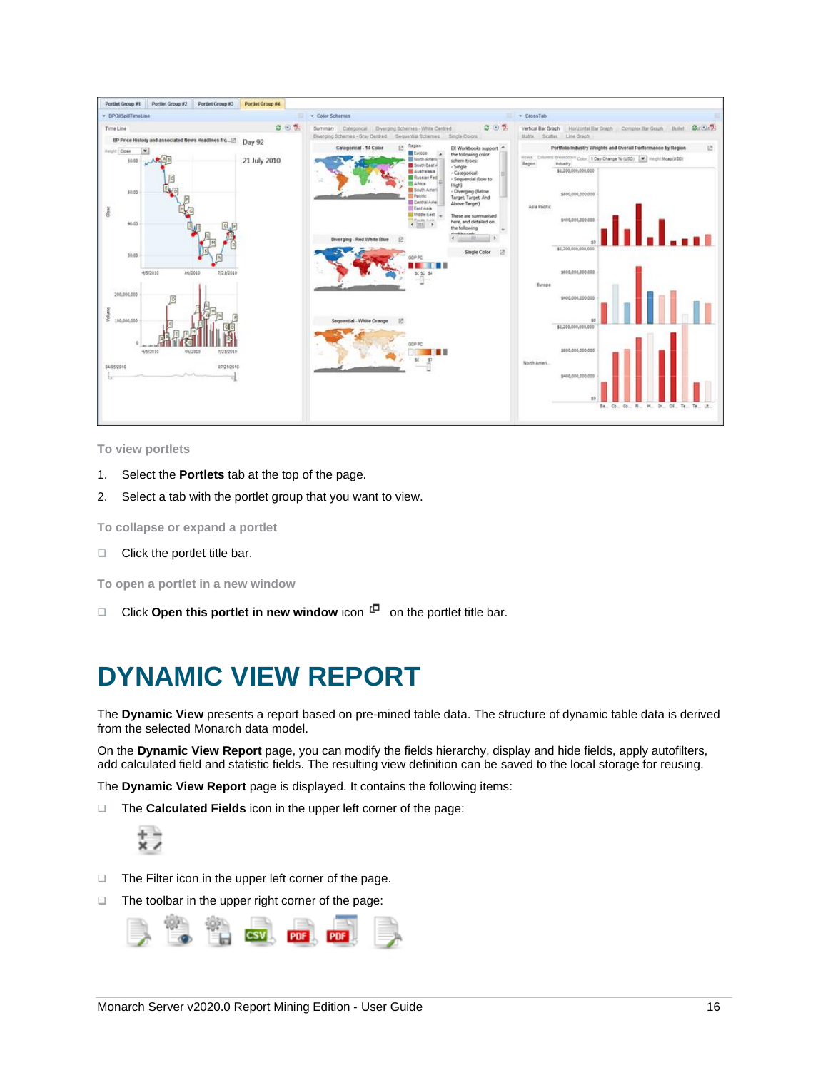**To view portlets**

1. Select the **Portlets** tab at the top of the page.
2. Select a tab with the portlet group that you want to view.

**To collapse or expand a portlet**

- Click the portlet title bar.

**To open a portlet in a new window**

- Click **Open this portlet in new window** icon on the portlet title bar.

# DYNAMIC VIEW REPORT

The **Dynamic View** presents a report based on pre-mined table data. The structure of dynamic table data is derived from the selected Monarch data model.

On the **Dynamic View Report** page, you can modify the fields hierarchy, display and hide fields, apply autofilters, add calculated field and statistic fields. The resulting view definition can be saved to the local storage for reusing.

The **Dynamic View Report** page is displayed. It contains the following items:

- The **Calculated Fields** icon in the upper left corner of the page:
- The Filter icon in the upper left corner of the page.
- The toolbar in the upper right corner of the page: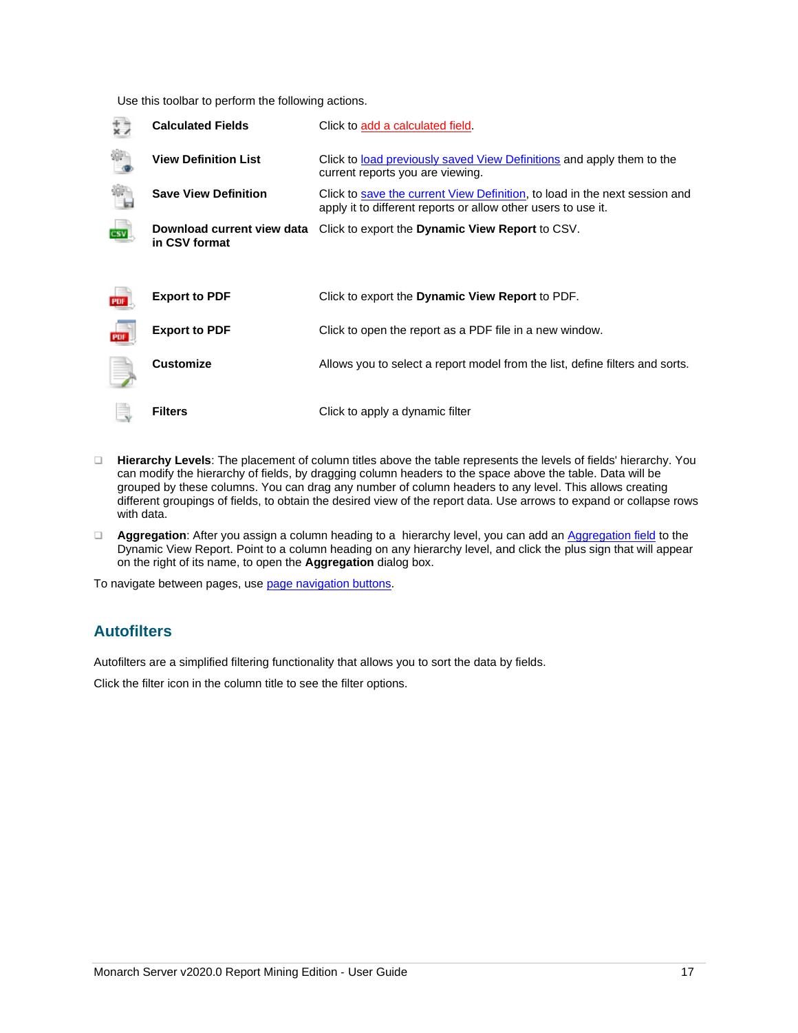Use this toolbar to perform the following actions.

| | | |
|---|---|---|
| | **Calculated Fields** | Click to add a calculated field. |
| | **View Definition List** | Click to load previously saved View Definitions and apply them to the current reports you are viewing. |
| | **Save View Definition** | Click to save the current View Definition, to load in the next session and apply it to different reports or allow other users to use it. |
| | **Download current view data in CSV format** | Click to export the **Dynamic View Report** to CSV. |
| | **Export to PDF** | Click to export the **Dynamic View Report** to PDF. |
| | **Export to PDF** | Click to open the report as a PDF file in a new window. |
| | **Customize** | Allows you to select a report model from the list, define filters and sorts. |
| | **Filters** | Click to apply a dynamic filter |

- **Hierarchy Levels**: The placement of column titles above the table represents the levels of fields' hierarchy. You can modify the hierarchy of fields, by dragging column headers to the space above the table. Data will be grouped by these columns. You can drag any number of column headers to any level. This allows creating different groupings of fields, to obtain the desired view of the report data. Use arrows to expand or collapse rows with data.
- **Aggregation**: After you assign a column heading to a hierarchy level, you can add an Aggregation field to the Dynamic View Report. Point to a column heading on any hierarchy level, and click the plus sign that will appear on the right of its name, to open the **Aggregation** dialog box.

To navigate between pages, use page navigation buttons.

## Autofilters

Autofilters are a simplified filtering functionality that allows you to sort the data by fields.

Click the filter icon in the column title to see the filter options.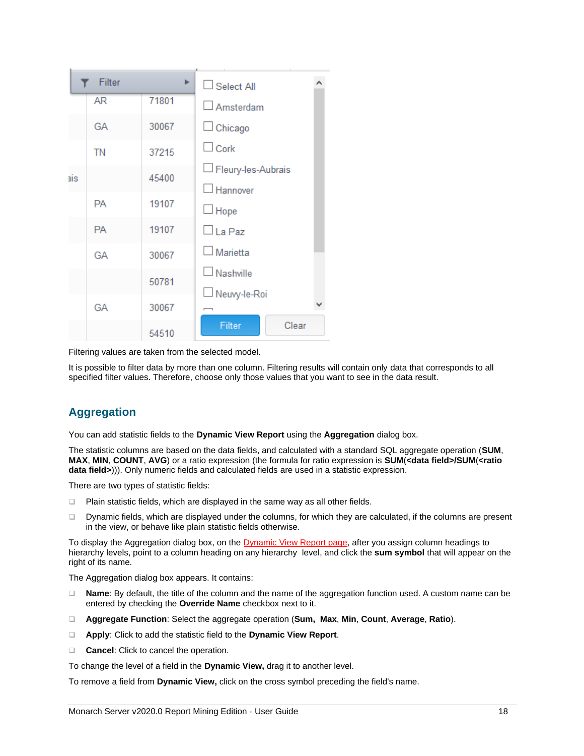Filtering values are taken from the selected model.

It is possible to filter data by more than one column. Filtering results will contain only data that corresponds to all specified filter values. Therefore, choose only those values that you want to see in the data result.

## Aggregation

You can add statistic fields to the **Dynamic View Report** using the **Aggregation** dialog box.

The statistic columns are based on the data fields, and calculated with a standard SQL aggregate operation (**SUM**, **MAX**, **MIN**, **COUNT**, **AVG**) or a ratio expression (the formula for ratio expression is **SUM**(**<data field>/SUM**(**<ratio data field>**))). Only numeric fields and calculated fields are used in a statistic expression.

There are two types of statistic fields:

- Plain statistic fields, which are displayed in the same way as all other fields.
- Dynamic fields, which are displayed under the columns, for which they are calculated, if the columns are present in the view, or behave like plain statistic fields otherwise.

To display the Aggregation dialog box, on the Dynamic View Report page, after you assign column headings to hierarchy levels, point to a column heading on any hierarchy level, and click the **sum symbol** that will appear on the right of its name.

The Aggregation dialog box appears. It contains:

- **Name**: By default, the title of the column and the name of the aggregation function used. A custom name can be entered by checking the **Override Name** checkbox next to it.
- **Aggregate Function**: Select the aggregate operation (**Sum**, **Max**, **Min**, **Count**, **Average**, **Ratio**).
- **Apply**: Click to add the statistic field to the **Dynamic View Report**.
- **Cancel**: Click to cancel the operation.

To change the level of a field in the **Dynamic View,** drag it to another level.

To remove a field from **Dynamic View,** click on the cross symbol preceding the field's name.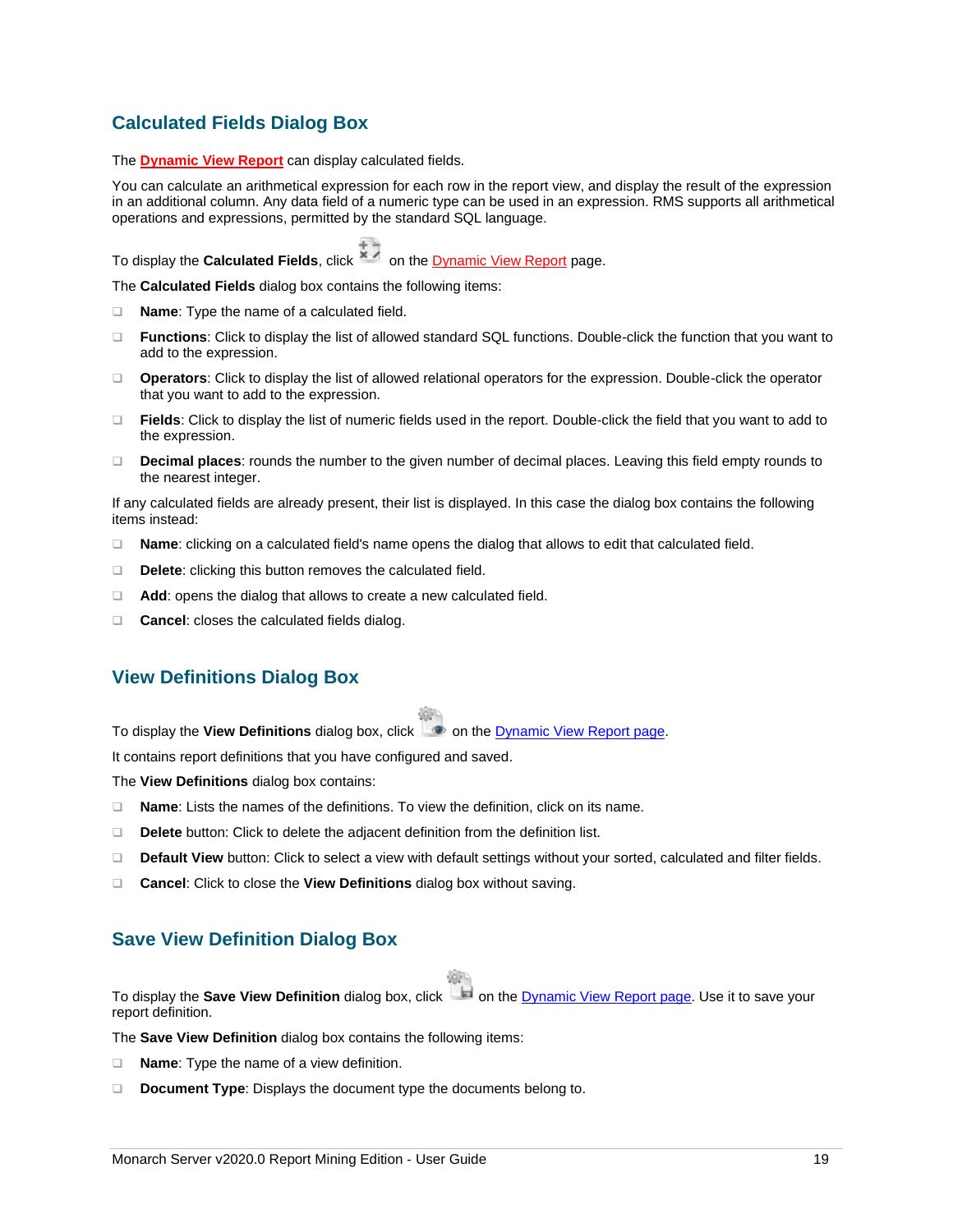## Calculated Fields Dialog Box

The **Dynamic View Report** can display calculated fields.

You can calculate an arithmetical expression for each row in the report view, and display the result of the expression in an additional column. Any data field of a numeric type can be used in an expression. RMS supports all arithmetical operations and expressions, permitted by the standard SQL language.

To display the **Calculated Fields**, click on the Dynamic View Report page.

The **Calculated Fields** dialog box contains the following items:

- **Name**: Type the name of a calculated field.
- **Functions**: Click to display the list of allowed standard SQL functions. Double-click the function that you want to add to the expression.
- **Operators**: Click to display the list of allowed relational operators for the expression. Double-click the operator that you want to add to the expression.
- **Fields**: Click to display the list of numeric fields used in the report. Double-click the field that you want to add to the expression.
- **Decimal places**: rounds the number to the given number of decimal places. Leaving this field empty rounds to the nearest integer.

If any calculated fields are already present, their list is displayed. In this case the dialog box contains the following items instead:

- **Name**: clicking on a calculated field's name opens the dialog that allows to edit that calculated field.
- **Delete**: clicking this button removes the calculated field.
- **Add**: opens the dialog that allows to create a new calculated field.
- **Cancel**: closes the calculated fields dialog.

## View Definitions Dialog Box

To display the **View Definitions** dialog box, click on the Dynamic View Report page.

It contains report definitions that you have configured and saved.

The **View Definitions** dialog box contains:

- **Name**: Lists the names of the definitions. To view the definition, click on its name.
- **Delete** button: Click to delete the adjacent definition from the definition list.
- **Default View** button: Click to select a view with default settings without your sorted, calculated and filter fields.
- **Cancel**: Click to close the **View Definitions** dialog box without saving.

## Save View Definition Dialog Box

To display the **Save View Definition** dialog box, click on the Dynamic View Report page. Use it to save your report definition.

The **Save View Definition** dialog box contains the following items:

- **Name**: Type the name of a view definition.
- **Document Type**: Displays the document type the documents belong to.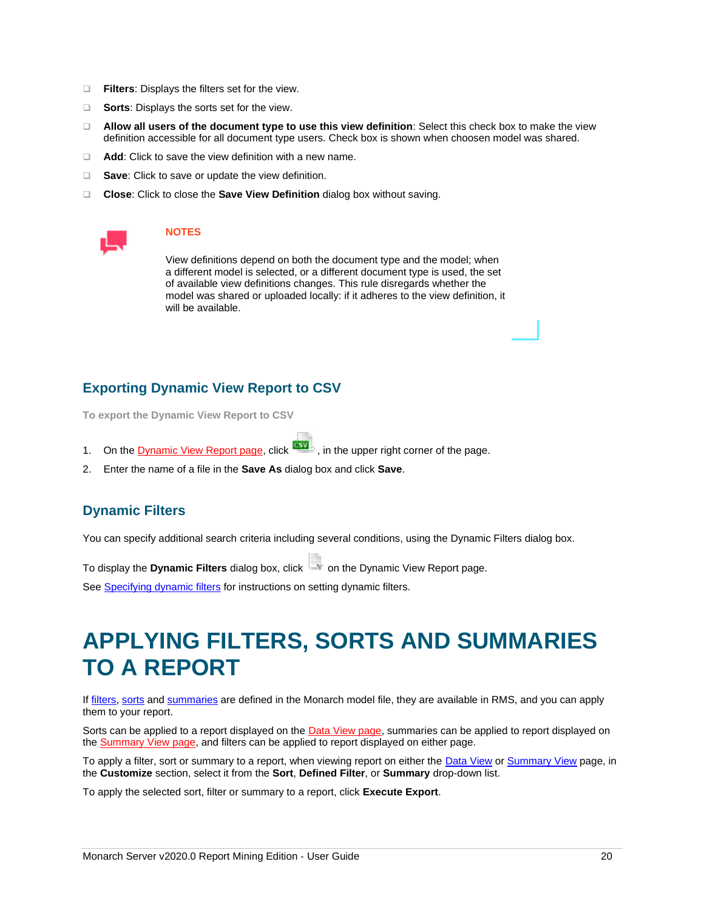- **Filters**: Displays the filters set for the view.
- **Sorts**: Displays the sorts set for the view.
- **Allow all users of the document type to use this view definition**: Select this check box to make the view definition accessible for all document type users. Check box is shown when choosen model was shared.
- **Add**: Click to save the view definition with a new name.
- **Save**: Click to save or update the view definition.
- **Close**: Click to close the **Save View Definition** dialog box without saving.

**NOTES**

View definitions depend on both the document type and the model; when a different model is selected, or a different document type is used, the set of available view definitions changes. This rule disregards whether the model was shared or uploaded locally: if it adheres to the view definition, it will be available.

## Exporting Dynamic View Report to CSV

**To export the Dynamic View Report to CSV**

1. On the Dynamic View Report page, click , in the upper right corner of the page.
2. Enter the name of a file in the **Save As** dialog box and click **Save**.

## Dynamic Filters

You can specify additional search criteria including several conditions, using the Dynamic Filters dialog box.

To display the **Dynamic Filters** dialog box, click  on the Dynamic View Report page.

See Specifying dynamic filters for instructions on setting dynamic filters.

# APPLYING FILTERS, SORTS AND SUMMARIES TO A REPORT

If filters, sorts and summaries are defined in the Monarch model file, they are available in RMS, and you can apply them to your report.

Sorts can be applied to a report displayed on the Data View page, summaries can be applied to report displayed on the Summary View page, and filters can be applied to report displayed on either page.

To apply a filter, sort or summary to a report, when viewing report on either the Data View or Summary View page, in the **Customize** section, select it from the **Sort**, **Defined Filter**, or **Summary** drop-down list.

To apply the selected sort, filter or summary to a report, click **Execute Export**.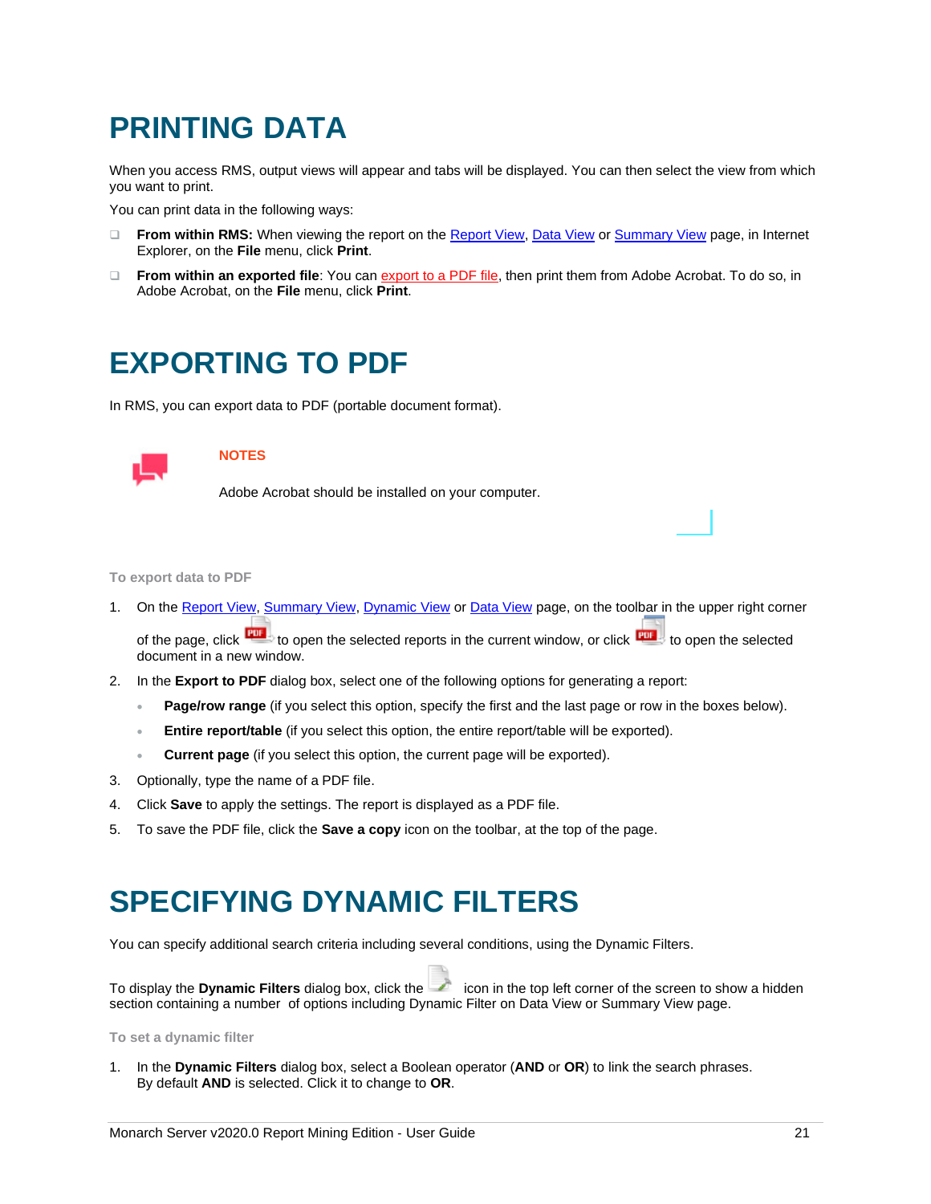# PRINTING DATA

When you access RMS, output views will appear and tabs will be displayed. You can then select the view from which you want to print.

You can print data in the following ways:

- **From within RMS:** When viewing the report on the Report View, Data View or Summary View page, in Internet Explorer, on the **File** menu, click **Print**.
- **From within an exported file**: You can export to a PDF file, then print them from Adobe Acrobat. To do so, in Adobe Acrobat, on the **File** menu, click **Print**.

# EXPORTING TO PDF

In RMS, you can export data to PDF (portable document format).

**NOTES**

Adobe Acrobat should be installed on your computer.

**To export data to PDF**

1. On the Report View, Summary View, Dynamic View or Data View page, on the toolbar in the upper right corner of the page, click  to open the selected reports in the current window, or click  to open the selected document in a new window.
2. In the **Export to PDF** dialog box, select one of the following options for generating a report:
   - **Page/row range** (if you select this option, specify the first and the last page or row in the boxes below).
   - **Entire report/table** (if you select this option, the entire report/table will be exported).
   - **Current page** (if you select this option, the current page will be exported).
3. Optionally, type the name of a PDF file.
4. Click **Save** to apply the settings. The report is displayed as a PDF file.
5. To save the PDF file, click the **Save a copy** icon on the toolbar, at the top of the page.

# SPECIFYING DYNAMIC FILTERS

You can specify additional search criteria including several conditions, using the Dynamic Filters.

To display the **Dynamic Filters** dialog box, click the  icon in the top left corner of the screen to show a hidden section containing a number of options including Dynamic Filter on Data View or Summary View page.

**To set a dynamic filter**

1. In the **Dynamic Filters** dialog box, select a Boolean operator (**AND** or **OR**) to link the search phrases. By default **AND** is selected. Click it to change to **OR**.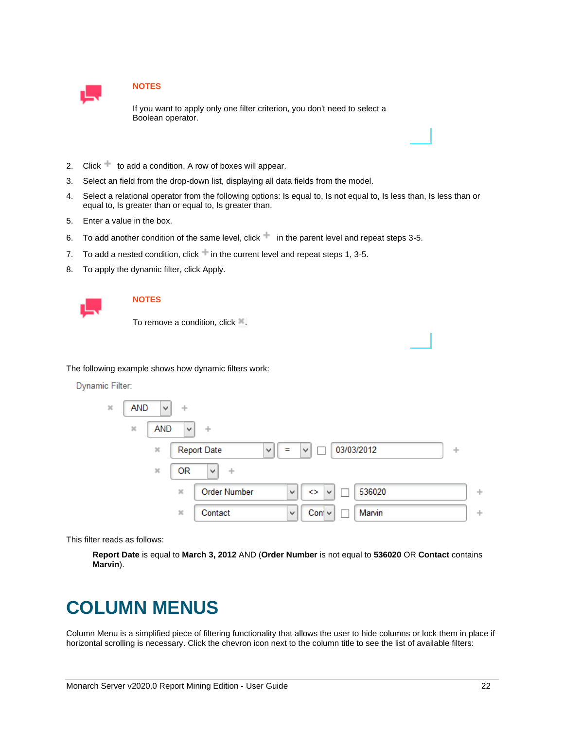**NOTES**

If you want to apply only one filter criterion, you don't need to select a Boolean operator.

2. Click + to add a condition. A row of boxes will appear.
3. Select an field from the drop-down list, displaying all data fields from the model.
4. Select a relational operator from the following options: Is equal to, Is not equal to, Is less than, Is less than or equal to, Is greater than or equal to, Is greater than.
5. Enter a value in the box.
6. To add another condition of the same level, click + in the parent level and repeat steps 3-5.
7. To add a nested condition, click + in the current level and repeat steps 1, 3-5.
8. To apply the dynamic filter, click Apply.

**NOTES**

To remove a condition, click ✖.

The following example shows how dynamic filters work:

Dynamic Filter:

```
✖ AND +
  ✖ AND +
    ✖ Report Date | = | ☐ 03/03/2012 +
    ✖ OR +
      ✖ Order Number | <> | ☐ 536020 +
      ✖ Contact | Con | ☐ Marvin +
```

This filter reads as follows:

> **Report Date** is equal to **March 3, 2012** AND (**Order Number** is not equal to **536020** OR **Contact** contains **Marvin**).

# COLUMN MENUS

Column Menu is a simplified piece of filtering functionality that allows the user to hide columns or lock them in place if horizontal scrolling is necessary. Click the chevron icon next to the column title to see the list of available filters: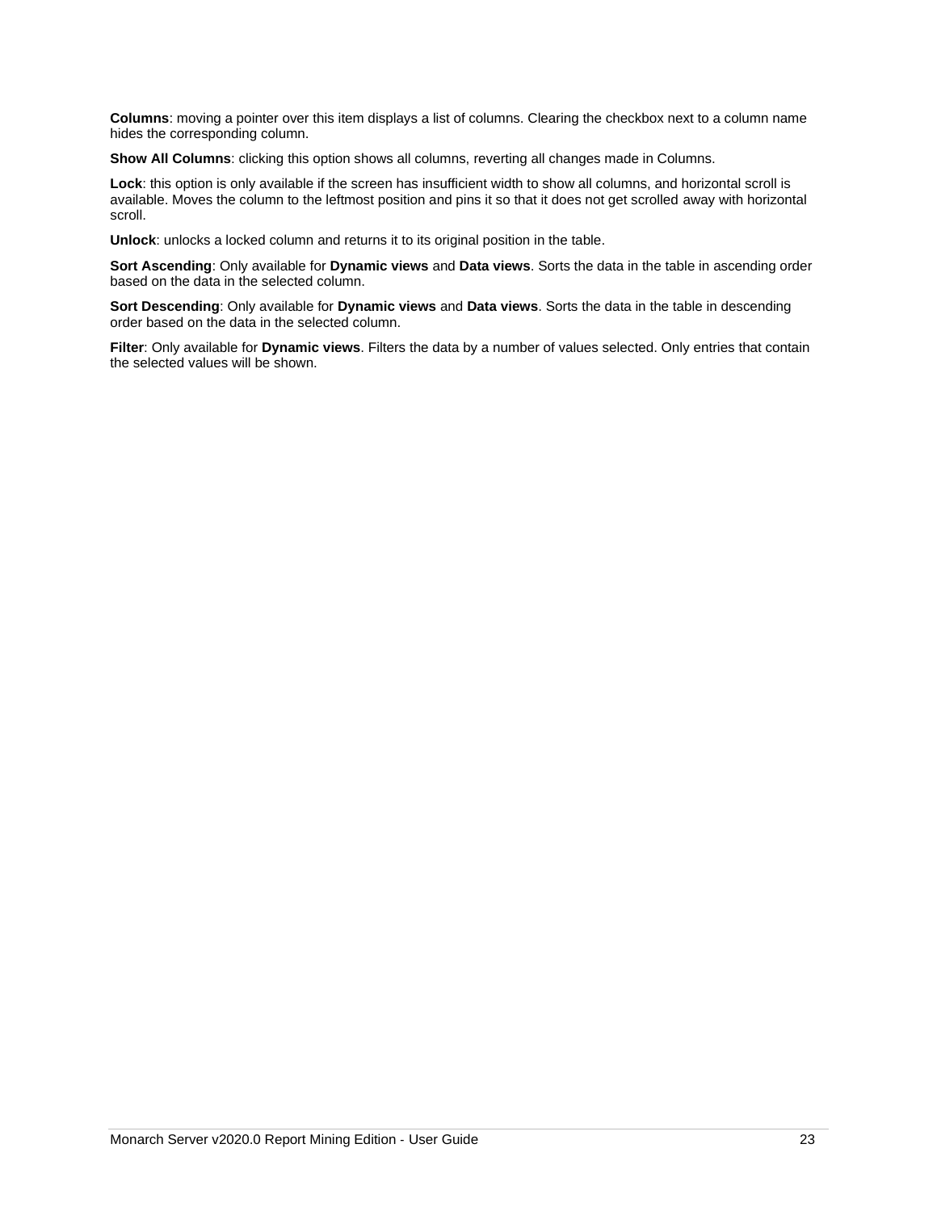**Columns**: moving a pointer over this item displays a list of columns. Clearing the checkbox next to a column name hides the corresponding column.

**Show All Columns**: clicking this option shows all columns, reverting all changes made in Columns.

**Lock**: this option is only available if the screen has insufficient width to show all columns, and horizontal scroll is available. Moves the column to the leftmost position and pins it so that it does not get scrolled away with horizontal scroll.

**Unlock**: unlocks a locked column and returns it to its original position in the table.

**Sort Ascending**: Only available for **Dynamic views** and **Data views**. Sorts the data in the table in ascending order based on the data in the selected column.

**Sort Descending**: Only available for **Dynamic views** and **Data views**. Sorts the data in the table in descending order based on the data in the selected column.

**Filter**: Only available for **Dynamic views**. Filters the data by a number of values selected. Only entries that contain the selected values will be shown.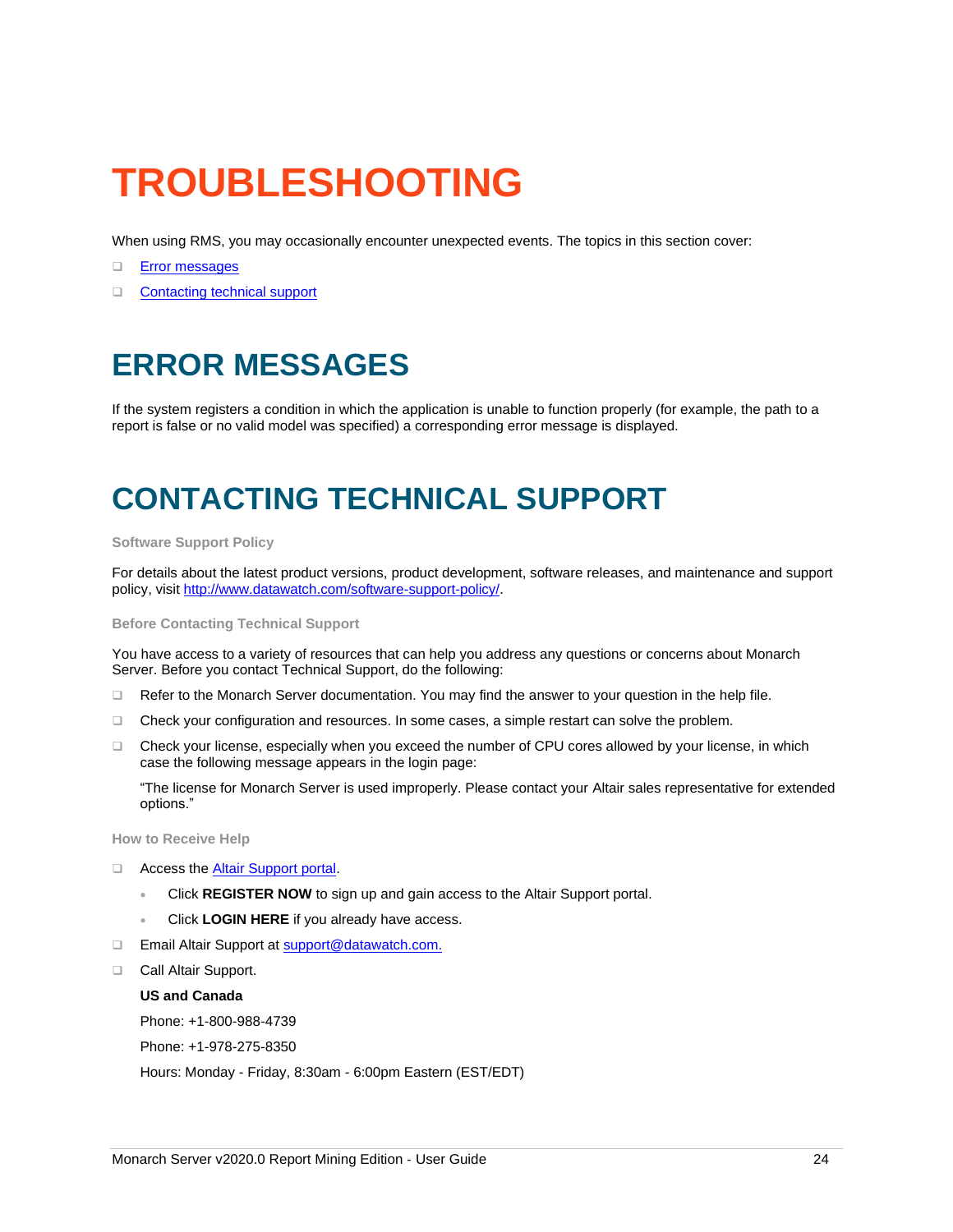# TROUBLESHOOTING

When using RMS, you may occasionally encounter unexpected events. The topics in this section cover:

- [Error messages]
- [Contacting technical support]

## ERROR MESSAGES

If the system registers a condition in which the application is unable to function properly (for example, the path to a report is false or no valid model was specified) a corresponding error message is displayed.

## CONTACTING TECHNICAL SUPPORT

#### Software Support Policy

For details about the latest product versions, product development, software releases, and maintenance and support policy, visit http://www.datawatch.com/software-support-policy/.

#### Before Contacting Technical Support

You have access to a variety of resources that can help you address any questions or concerns about Monarch Server. Before you contact Technical Support, do the following:

- Refer to the Monarch Server documentation. You may find the answer to your question in the help file.
- Check your configuration and resources. In some cases, a simple restart can solve the problem.
- Check your license, especially when you exceed the number of CPU cores allowed by your license, in which case the following message appears in the login page:

  "The license for Monarch Server is used improperly. Please contact your Altair sales representative for extended options."

#### How to Receive Help

- Access the Altair Support portal.
  - Click **REGISTER NOW** to sign up and gain access to the Altair Support portal.
  - Click **LOGIN HERE** if you already have access.
- Email Altair Support at support@datawatch.com.
- Call Altair Support.

  **US and Canada**

  Phone: +1-800-988-4739

  Phone: +1-978-275-8350

  Hours: Monday - Friday, 8:30am - 6:00pm Eastern (EST/EDT)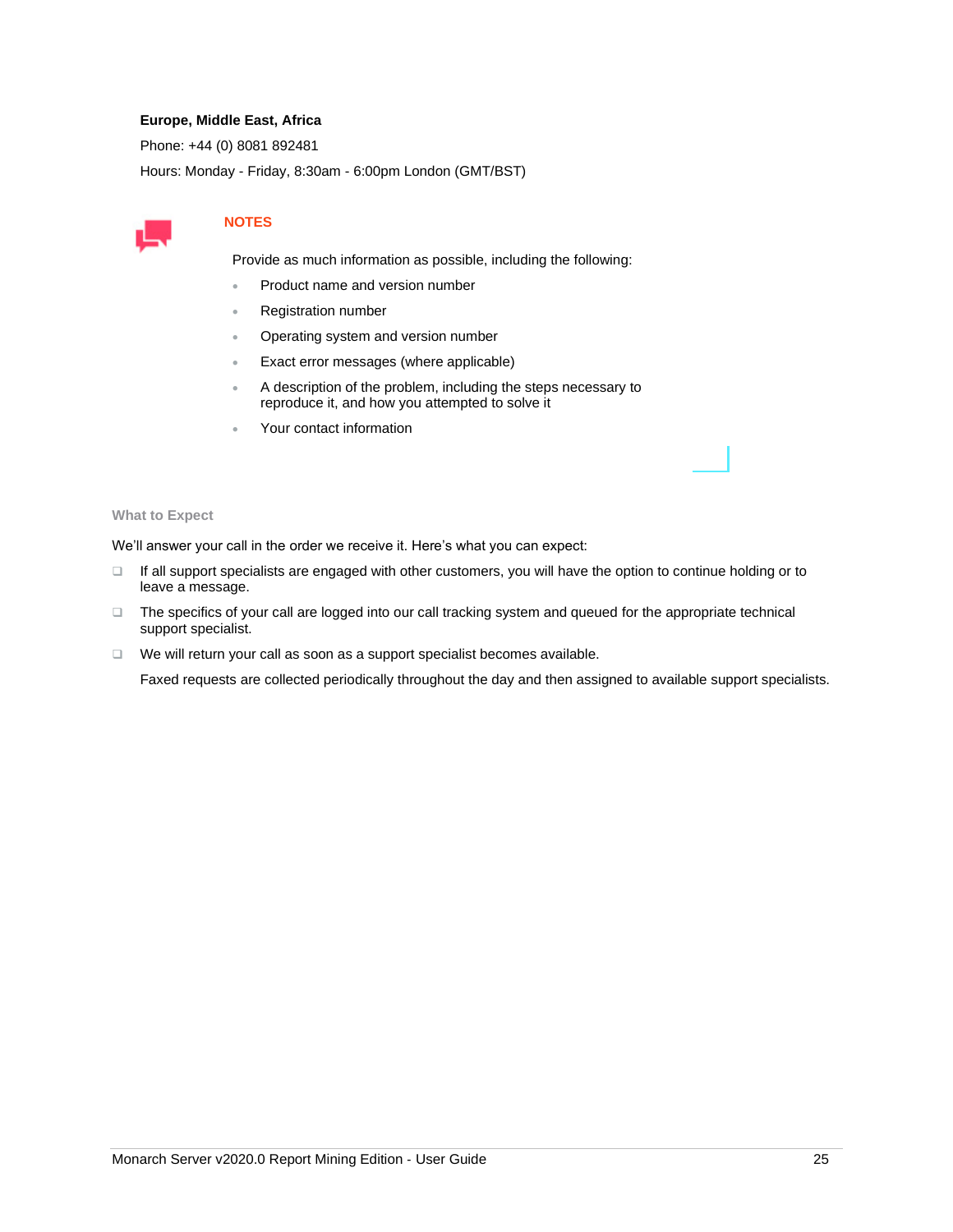**Europe, Middle East, Africa**

Phone: +44 (0) 8081 892481

Hours: Monday - Friday, 8:30am - 6:00pm London (GMT/BST)

**NOTES**

Provide as much information as possible, including the following:

- Product name and version number
- Registration number
- Operating system and version number
- Exact error messages (where applicable)
- A description of the problem, including the steps necessary to reproduce it, and how you attempted to solve it
- Your contact information

### What to Expect

We'll answer your call in the order we receive it. Here's what you can expect:

- If all support specialists are engaged with other customers, you will have the option to continue holding or to leave a message.
- The specifics of your call are logged into our call tracking system and queued for the appropriate technical support specialist.
- We will return your call as soon as a support specialist becomes available.

  Faxed requests are collected periodically throughout the day and then assigned to available support specialists.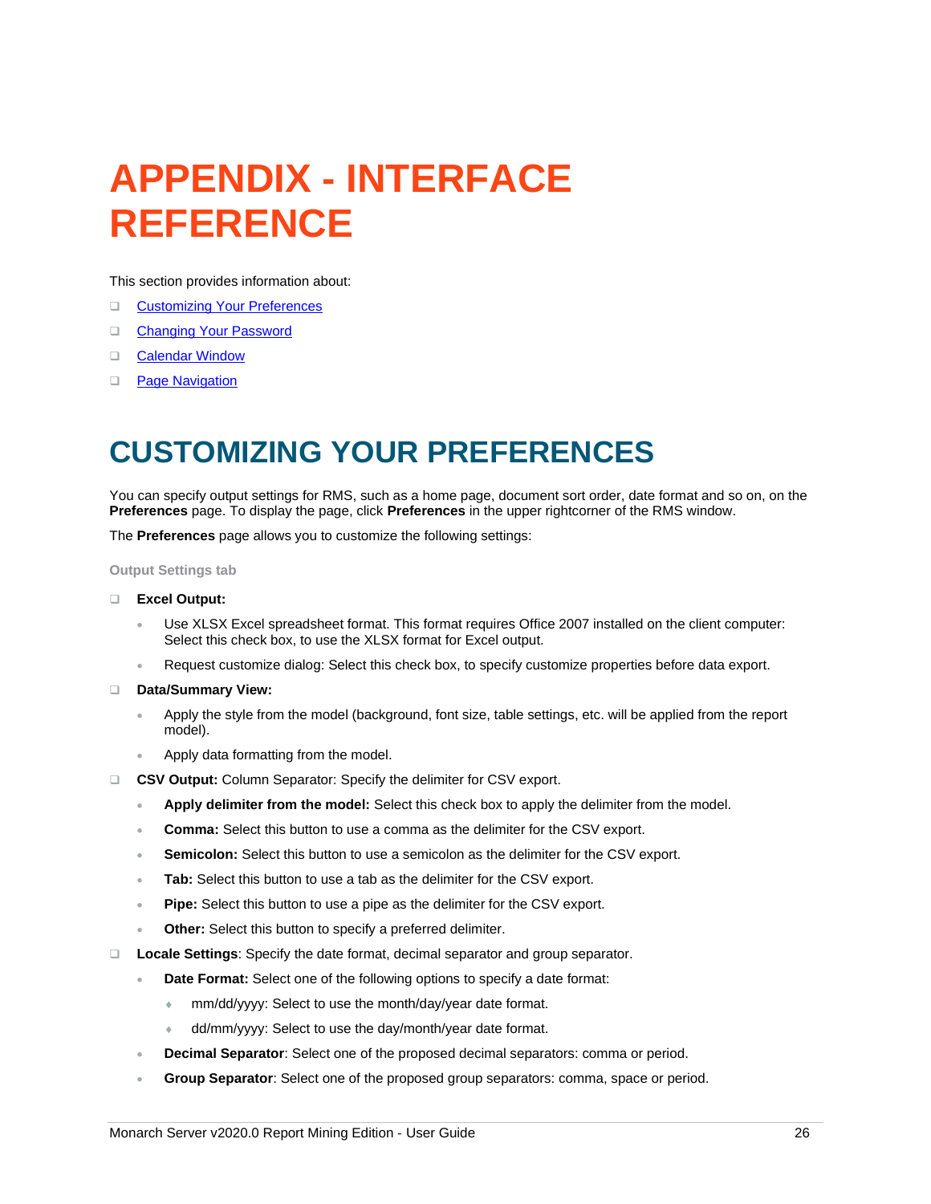# APPENDIX - INTERFACE REFERENCE

This section provides information about:

- Customizing Your Preferences
- Changing Your Password
- Calendar Window
- Page Navigation

## CUSTOMIZING YOUR PREFERENCES

You can specify output settings for RMS, such as a home page, document sort order, date format and so on, on the **Preferences** page. To display the page, click **Preferences** in the upper rightcorner of the RMS window.

The **Preferences** page allows you to customize the following settings:

#### Output Settings tab

- **Excel Output:**
  - Use XLSX Excel spreadsheet format. This format requires Office 2007 installed on the client computer: Select this check box, to use the XLSX format for Excel output.
  - Request customize dialog: Select this check box, to specify customize properties before data export.
- **Data/Summary View:**
  - Apply the style from the model (background, font size, table settings, etc. will be applied from the report model).
  - Apply data formatting from the model.
- **CSV Output:** Column Separator: Specify the delimiter for CSV export.
  - **Apply delimiter from the model:** Select this check box to apply the delimiter from the model.
  - **Comma:** Select this button to use a comma as the delimiter for the CSV export.
  - **Semicolon:** Select this button to use a semicolon as the delimiter for the CSV export.
  - **Tab:** Select this button to use a tab as the delimiter for the CSV export.
  - **Pipe:** Select this button to use a pipe as the delimiter for the CSV export.
  - **Other:** Select this button to specify a preferred delimiter.
- **Locale Settings**: Specify the date format, decimal separator and group separator.
  - **Date Format:** Select one of the following options to specify a date format:
    - mm/dd/yyyy: Select to use the month/day/year date format.
    - dd/mm/yyyy: Select to use the day/month/year date format.
  - **Decimal Separator**: Select one of the proposed decimal separators: comma or period.
  - **Group Separator**: Select one of the proposed group separators: comma, space or period.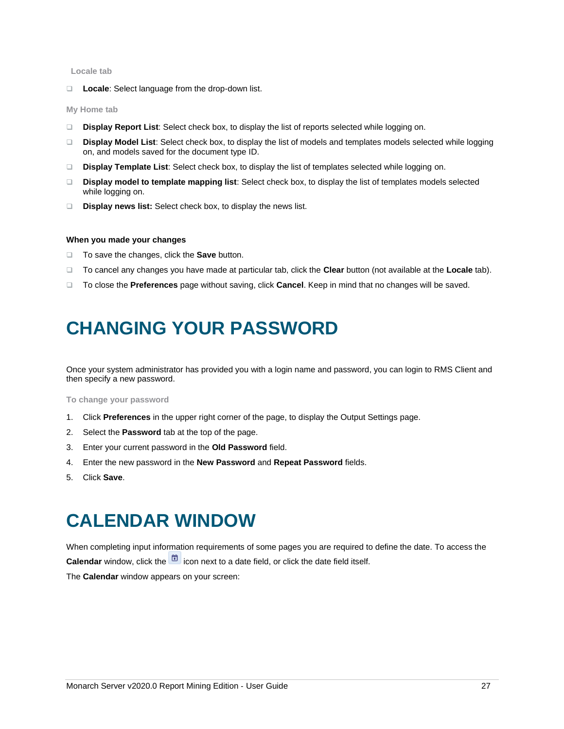### Locale tab

- **Locale**: Select language from the drop-down list.

### My Home tab

- **Display Report List**: Select check box, to display the list of reports selected while logging on.
- **Display Model List**: Select check box, to display the list of models and templates models selected while logging on, and models saved for the document type ID.
- **Display Template List**: Select check box, to display the list of templates selected while logging on.
- **Display model to template mapping list**: Select check box, to display the list of templates models selected while logging on.
- **Display news list:** Select check box, to display the news list.

**When you made your changes**

- To save the changes, click the **Save** button.
- To cancel any changes you have made at particular tab, click the **Clear** button (not available at the **Locale** tab).
- To close the **Preferences** page without saving, click **Cancel**. Keep in mind that no changes will be saved.

# CHANGING YOUR PASSWORD

Once your system administrator has provided you with a login name and password, you can login to RMS Client and then specify a new password.

### To change your password

1. Click **Preferences** in the upper right corner of the page, to display the Output Settings page.
2. Select the **Password** tab at the top of the page.
3. Enter your current password in the **Old Password** field.
4. Enter the new password in the **New Password** and **Repeat Password** fields.
5. Click **Save**.

# CALENDAR WINDOW

When completing input information requirements of some pages you are required to define the date. To access the **Calendar** window, click the icon next to a date field, or click the date field itself.

The **Calendar** window appears on your screen: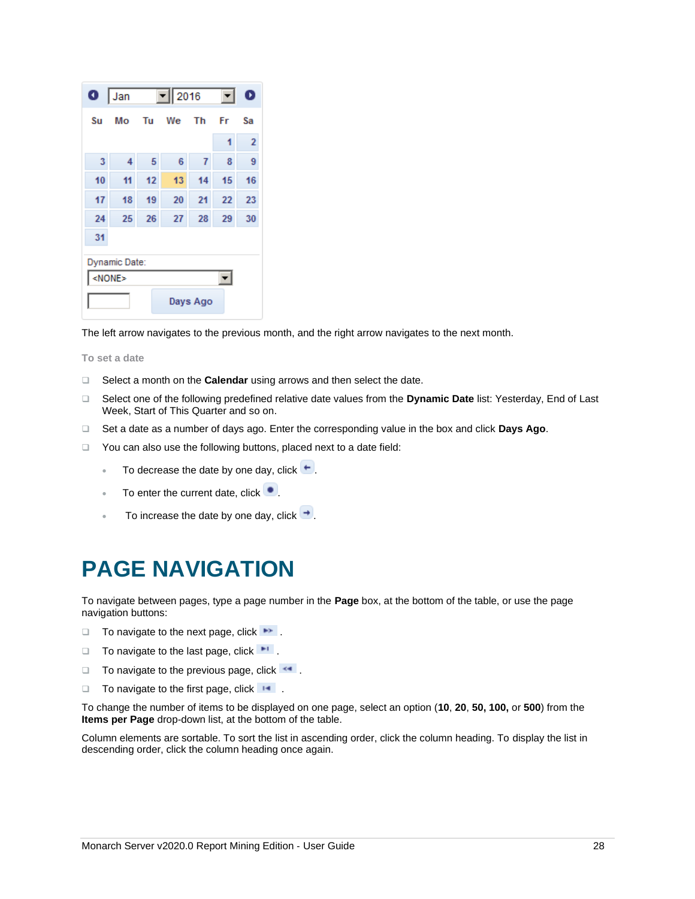The left arrow navigates to the previous month, and the right arrow navigates to the next month.

**To set a date**

- Select a month on the **Calendar** using arrows and then select the date.
- Select one of the following predefined relative date values from the **Dynamic Date** list: Yesterday, End of Last Week, Start of This Quarter and so on.
- Set a date as a number of days ago. Enter the corresponding value in the box and click **Days Ago**.
- You can also use the following buttons, placed next to a date field:
  - To decrease the date by one day, click .
  - To enter the current date, click .
  - To increase the date by one day, click .

# PAGE NAVIGATION

To navigate between pages, type a page number in the **Page** box, at the bottom of the table, or use the page navigation buttons:

- To navigate to the next page, click .
- To navigate to the last page, click .
- To navigate to the previous page, click .
- To navigate to the first page, click .

To change the number of items to be displayed on one page, select an option (**10**, **20**, **50, 100,** or **500**) from the **Items per Page** drop-down list, at the bottom of the table.

Column elements are sortable. To sort the list in ascending order, click the column heading. To display the list in descending order, click the column heading once again.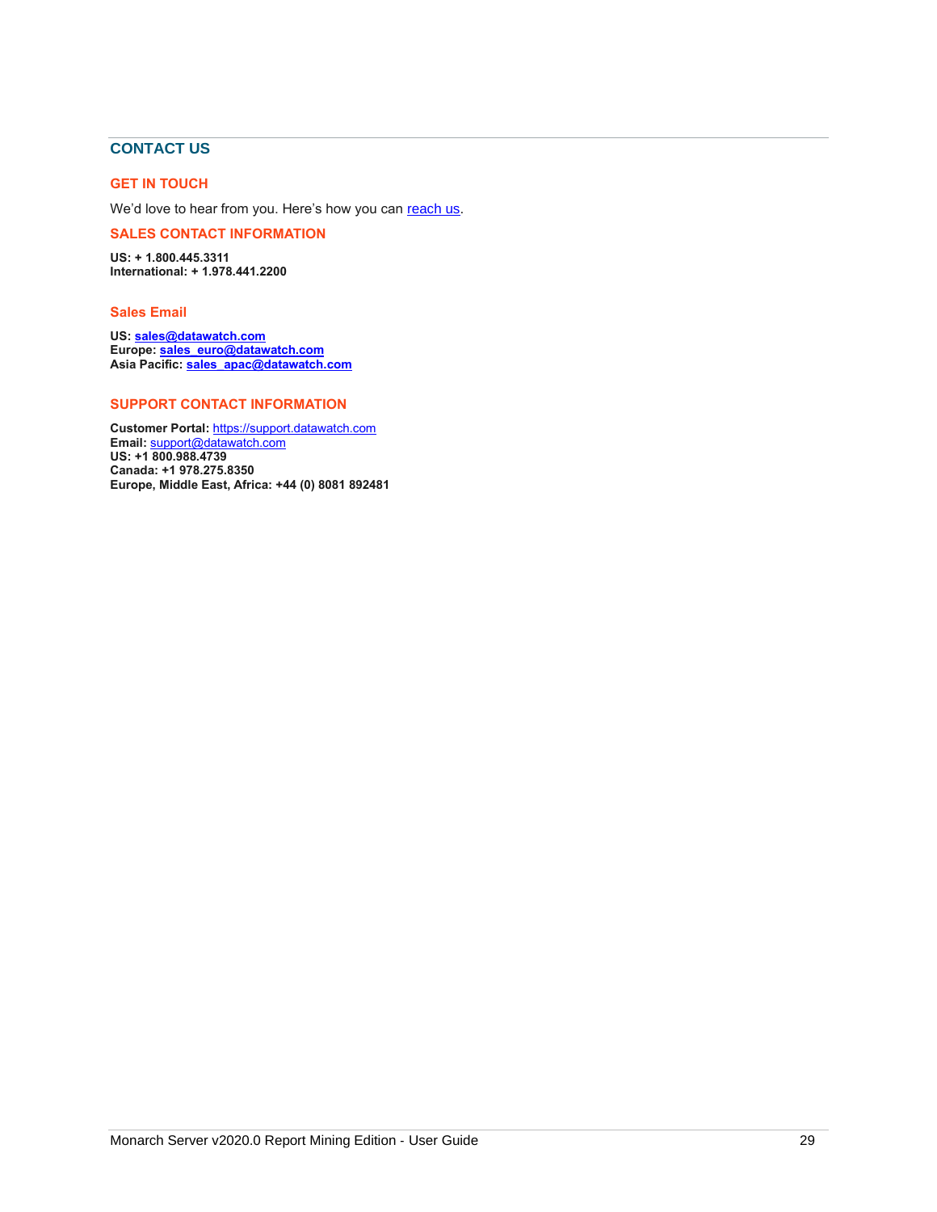# CONTACT US

## GET IN TOUCH

We'd love to hear from you. Here's how you can reach us.

## SALES CONTACT INFORMATION

**US: + 1.800.445.3311**
**International: + 1.978.441.2200**

### Sales Email

**US: sales@datawatch.com**
**Europe: sales_euro@datawatch.com**
**Asia Pacific: sales_apac@datawatch.com**

## SUPPORT CONTACT INFORMATION

**Customer Portal:** https://support.datawatch.com
**Email:** support@datawatch.com
**US: +1 800.988.4739**
**Canada: +1 978.275.8350**
**Europe, Middle East, Africa: +44 (0) 8081 892481**